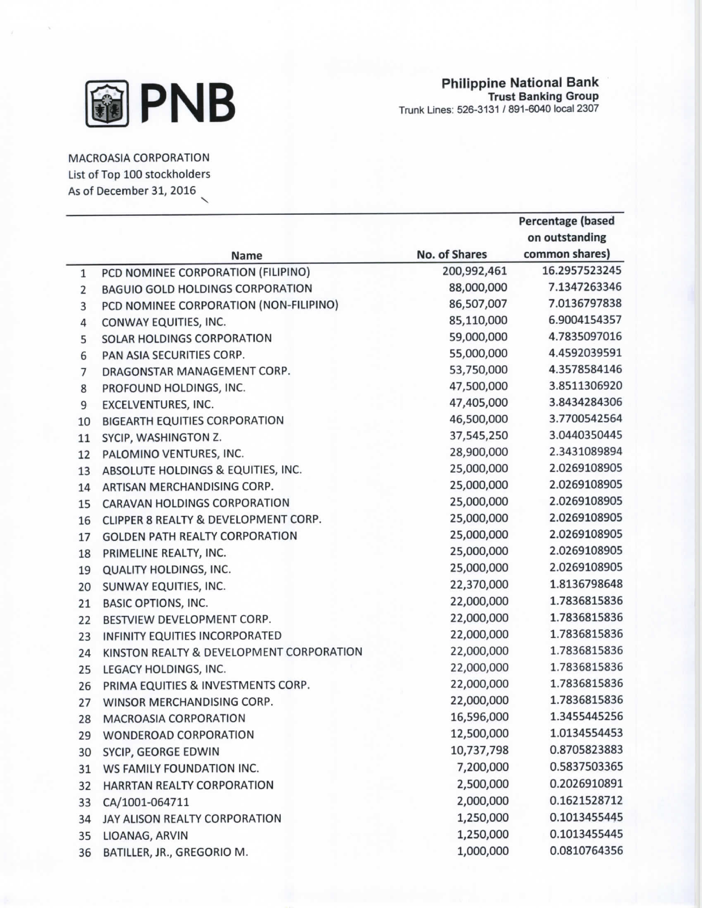**PNB**

**Philippine National Bank**
**Trust Banking Group**
Trunk Lines: 526-3131 / 891-6040 local 2307

MACROASIA CORPORATION
List of Top 100 stockholders
As of December 31, 2016

| | Name | No. of Shares | Percentage (based on outstanding common shares) |
|---|---|---|---|
| 1 | PCD NOMINEE CORPORATION (FILIPINO) | 200,992,461 | 16.2957523245 |
| 2 | BAGUIO GOLD HOLDINGS CORPORATION | 88,000,000 | 7.1347263346 |
| 3 | PCD NOMINEE CORPORATION (NON-FILIPINO) | 86,507,007 | 7.0136797838 |
| 4 | CONWAY EQUITIES, INC. | 85,110,000 | 6.9004154357 |
| 5 | SOLAR HOLDINGS CORPORATION | 59,000,000 | 4.7835097016 |
| 6 | PAN ASIA SECURITIES CORP. | 55,000,000 | 4.4592039591 |
| 7 | DRAGONSTAR MANAGEMENT CORP. | 53,750,000 | 4.3578584146 |
| 8 | PROFOUND HOLDINGS, INC. | 47,500,000 | 3.8511306920 |
| 9 | EXCELVENTURES, INC. | 47,405,000 | 3.8434284306 |
| 10 | BIGEARTH EQUITIES CORPORATION | 46,500,000 | 3.7700542564 |
| 11 | SYCIP, WASHINGTON Z. | 37,545,250 | 3.0440350445 |
| 12 | PALOMINO VENTURES, INC. | 28,900,000 | 2.3431089894 |
| 13 | ABSOLUTE HOLDINGS & EQUITIES, INC. | 25,000,000 | 2.0269108905 |
| 14 | ARTISAN MERCHANDISING CORP. | 25,000,000 | 2.0269108905 |
| 15 | CARAVAN HOLDINGS CORPORATION | 25,000,000 | 2.0269108905 |
| 16 | CLIPPER 8 REALTY & DEVELOPMENT CORP. | 25,000,000 | 2.0269108905 |
| 17 | GOLDEN PATH REALTY CORPORATION | 25,000,000 | 2.0269108905 |
| 18 | PRIMELINE REALTY, INC. | 25,000,000 | 2.0269108905 |
| 19 | QUALITY HOLDINGS, INC. | 25,000,000 | 2.0269108905 |
| 20 | SUNWAY EQUITIES, INC. | 22,370,000 | 1.8136798648 |
| 21 | BASIC OPTIONS, INC. | 22,000,000 | 1.7836815836 |
| 22 | BESTVIEW DEVELOPMENT CORP. | 22,000,000 | 1.7836815836 |
| 23 | INFINITY EQUITIES INCORPORATED | 22,000,000 | 1.7836815836 |
| 24 | KINSTON REALTY & DEVELOPMENT CORPORATION | 22,000,000 | 1.7836815836 |
| 25 | LEGACY HOLDINGS, INC. | 22,000,000 | 1.7836815836 |
| 26 | PRIMA EQUITIES & INVESTMENTS CORP. | 22,000,000 | 1.7836815836 |
| 27 | WINSOR MERCHANDISING CORP. | 22,000,000 | 1.7836815836 |
| 28 | MACROASIA CORPORATION | 16,596,000 | 1.3455445256 |
| 29 | WONDEROAD CORPORATION | 12,500,000 | 1.0134554453 |
| 30 | SYCIP, GEORGE EDWIN | 10,737,798 | 0.8705823883 |
| 31 | WS FAMILY FOUNDATION INC. | 7,200,000 | 0.5837503365 |
| 32 | HARRTAN REALTY CORPORATION | 2,500,000 | 0.2026910891 |
| 33 | CA/1001-064711 | 2,000,000 | 0.1621528712 |
| 34 | JAY ALISON REALTY CORPORATION | 1,250,000 | 0.1013455445 |
| 35 | LIOANAG, ARVIN | 1,250,000 | 0.1013455445 |
| 36 | BATILLER, JR., GREGORIO M. | 1,000,000 | 0.0810764356 |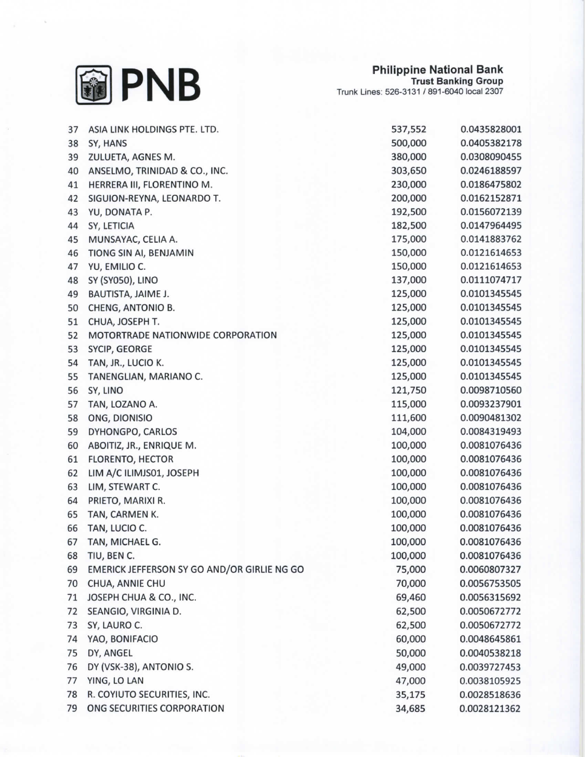**Philippine National Bank**
**Trust Banking Group**
Trunk Lines: 526-3131 / 891-6040 local 2307

| | | | |
|---|---|---|---|
| 37 | ASIA LINK HOLDINGS PTE. LTD. | 537,552 | 0.0435828001 |
| 38 | SY, HANS | 500,000 | 0.0405382178 |
| 39 | ZULUETA, AGNES M. | 380,000 | 0.0308090455 |
| 40 | ANSELMO, TRINIDAD & CO., INC. | 303,650 | 0.0246188597 |
| 41 | HERRERA III, FLORENTINO M. | 230,000 | 0.0186475802 |
| 42 | SIGUION-REYNA, LEONARDO T. | 200,000 | 0.0162152871 |
| 43 | YU, DONATA P. | 192,500 | 0.0156072139 |
| 44 | SY, LETICIA | 182,500 | 0.0147964495 |
| 45 | MUNSAYAC, CELIA A. | 175,000 | 0.0141883762 |
| 46 | TIONG SIN AI, BENJAMIN | 150,000 | 0.0121614653 |
| 47 | YU, EMILIO C. | 150,000 | 0.0121614653 |
| 48 | SY (SY050), LINO | 137,000 | 0.0111074717 |
| 49 | BAUTISTA, JAIME J. | 125,000 | 0.0101345545 |
| 50 | CHENG, ANTONIO B. | 125,000 | 0.0101345545 |
| 51 | CHUA, JOSEPH T. | 125,000 | 0.0101345545 |
| 52 | MOTORTRADE NATIONWIDE CORPORATION | 125,000 | 0.0101345545 |
| 53 | SYCIP, GEORGE | 125,000 | 0.0101345545 |
| 54 | TAN, JR., LUCIO K. | 125,000 | 0.0101345545 |
| 55 | TANENGLIAN, MARIANO C. | 125,000 | 0.0101345545 |
| 56 | SY, LINO | 121,750 | 0.0098710560 |
| 57 | TAN, LOZANO A. | 115,000 | 0.0093237901 |
| 58 | ONG, DIONISIO | 111,600 | 0.0090481302 |
| 59 | DYHONGPO, CARLOS | 104,000 | 0.0084319493 |
| 60 | ABOITIZ, JR., ENRIQUE M. | 100,000 | 0.0081076436 |
| 61 | FLORENTO, HECTOR | 100,000 | 0.0081076436 |
| 62 | LIM A/C ILIMJS01, JOSEPH | 100,000 | 0.0081076436 |
| 63 | LIM, STEWART C. | 100,000 | 0.0081076436 |
| 64 | PRIETO, MARIXI R. | 100,000 | 0.0081076436 |
| 65 | TAN, CARMEN K. | 100,000 | 0.0081076436 |
| 66 | TAN, LUCIO C. | 100,000 | 0.0081076436 |
| 67 | TAN, MICHAEL G. | 100,000 | 0.0081076436 |
| 68 | TIU, BEN C. | 100,000 | 0.0081076436 |
| 69 | EMERICK JEFFERSON SY GO AND/OR GIRLIE NG GO | 75,000 | 0.0060807327 |
| 70 | CHUA, ANNIE CHU | 70,000 | 0.0056753505 |
| 71 | JOSEPH CHUA & CO., INC. | 69,460 | 0.0056315692 |
| 72 | SEANGIO, VIRGINIA D. | 62,500 | 0.0050672772 |
| 73 | SY, LAURO C. | 62,500 | 0.0050672772 |
| 74 | YAO, BONIFACIO | 60,000 | 0.0048645861 |
| 75 | DY, ANGEL | 50,000 | 0.0040538218 |
| 76 | DY (VSK-38), ANTONIO S. | 49,000 | 0.0039727453 |
| 77 | YING, LO LAN | 47,000 | 0.0038105925 |
| 78 | R. COYIUTO SECURITIES, INC. | 35,175 | 0.0028518636 |
| 79 | ONG SECURITIES CORPORATION | 34,685 | 0.0028121362 |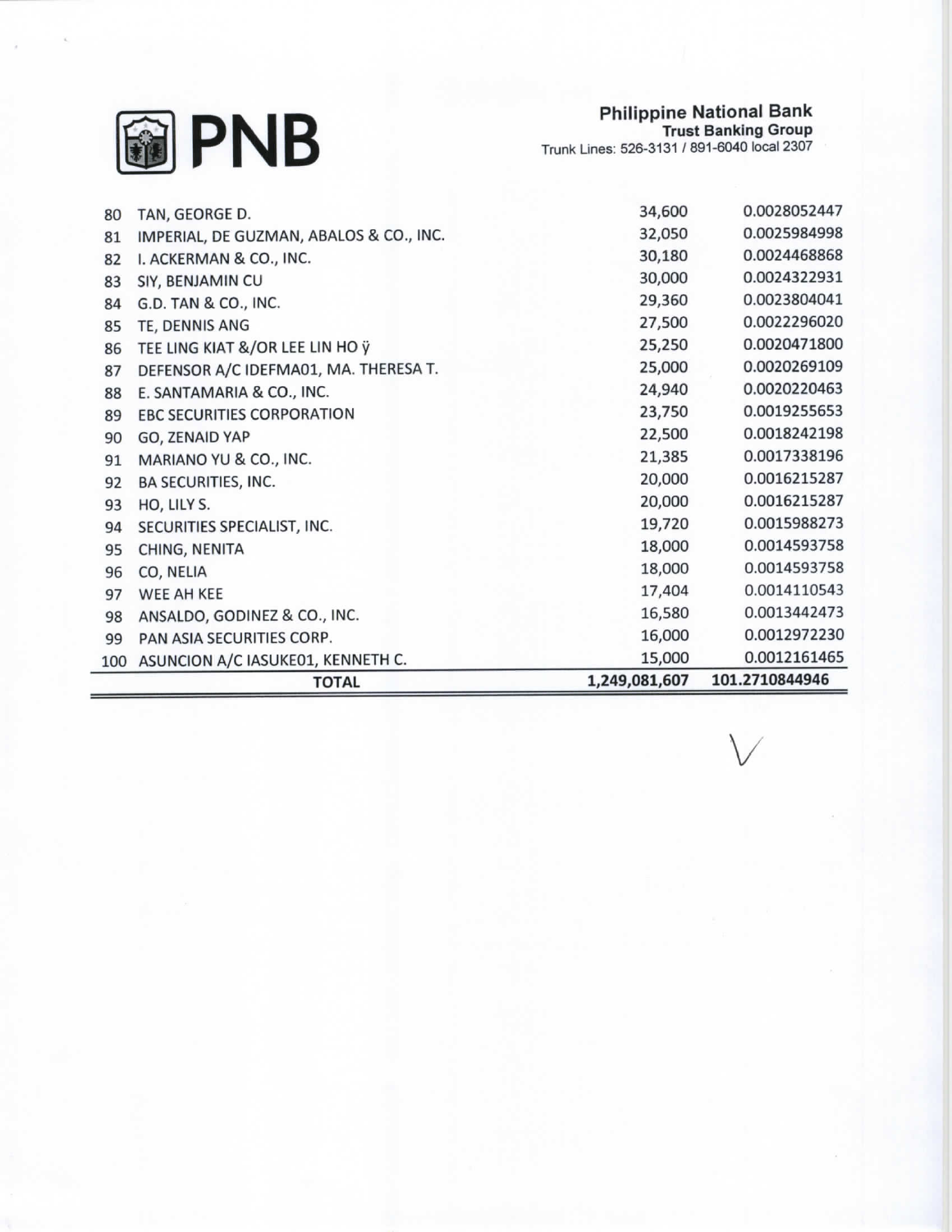**Philippine National Bank**
**Trust Banking Group**
Trunk Lines: 526-3131 / 891-6040 local 2307

| | | | |
|---|---|---|---|
| 80 | TAN, GEORGE D. | 34,600 | 0.0028052447 |
| 81 | IMPERIAL, DE GUZMAN, ABALOS & CO., INC. | 32,050 | 0.0025984998 |
| 82 | I. ACKERMAN & CO., INC. | 30,180 | 0.0024468868 |
| 83 | SIY, BENJAMIN CU | 30,000 | 0.0024322931 |
| 84 | G.D. TAN & CO., INC. | 29,360 | 0.0023804041 |
| 85 | TE, DENNIS ANG | 27,500 | 0.0022296020 |
| 86 | TEE LING KIAT &/OR LEE LIN HO ÿ | 25,250 | 0.0020471800 |
| 87 | DEFENSOR A/C IDEFMA01, MA. THERESA T. | 25,000 | 0.0020269109 |
| 88 | E. SANTAMARIA & CO., INC. | 24,940 | 0.0020220463 |
| 89 | EBC SECURITIES CORPORATION | 23,750 | 0.0019255653 |
| 90 | GO, ZENAID YAP | 22,500 | 0.0018242198 |
| 91 | MARIANO YU & CO., INC. | 21,385 | 0.0017338196 |
| 92 | BA SECURITIES, INC. | 20,000 | 0.0016215287 |
| 93 | HO, LILY S. | 20,000 | 0.0016215287 |
| 94 | SECURITIES SPECIALIST, INC. | 19,720 | 0.0015988273 |
| 95 | CHING, NENITA | 18,000 | 0.0014593758 |
| 96 | CO, NELIA | 18,000 | 0.0014593758 |
| 97 | WEE AH KEE | 17,404 | 0.0014110543 |
| 98 | ANSALDO, GODINEZ & CO., INC. | 16,580 | 0.0013442473 |
| 99 | PAN ASIA SECURITIES CORP. | 16,000 | 0.0012972230 |
| 100 | ASUNCION A/C IASUKE01, KENNETH C. | 15,000 | 0.0012161465 |
| | **TOTAL** | **1,249,081,607** | **101.2710844946** |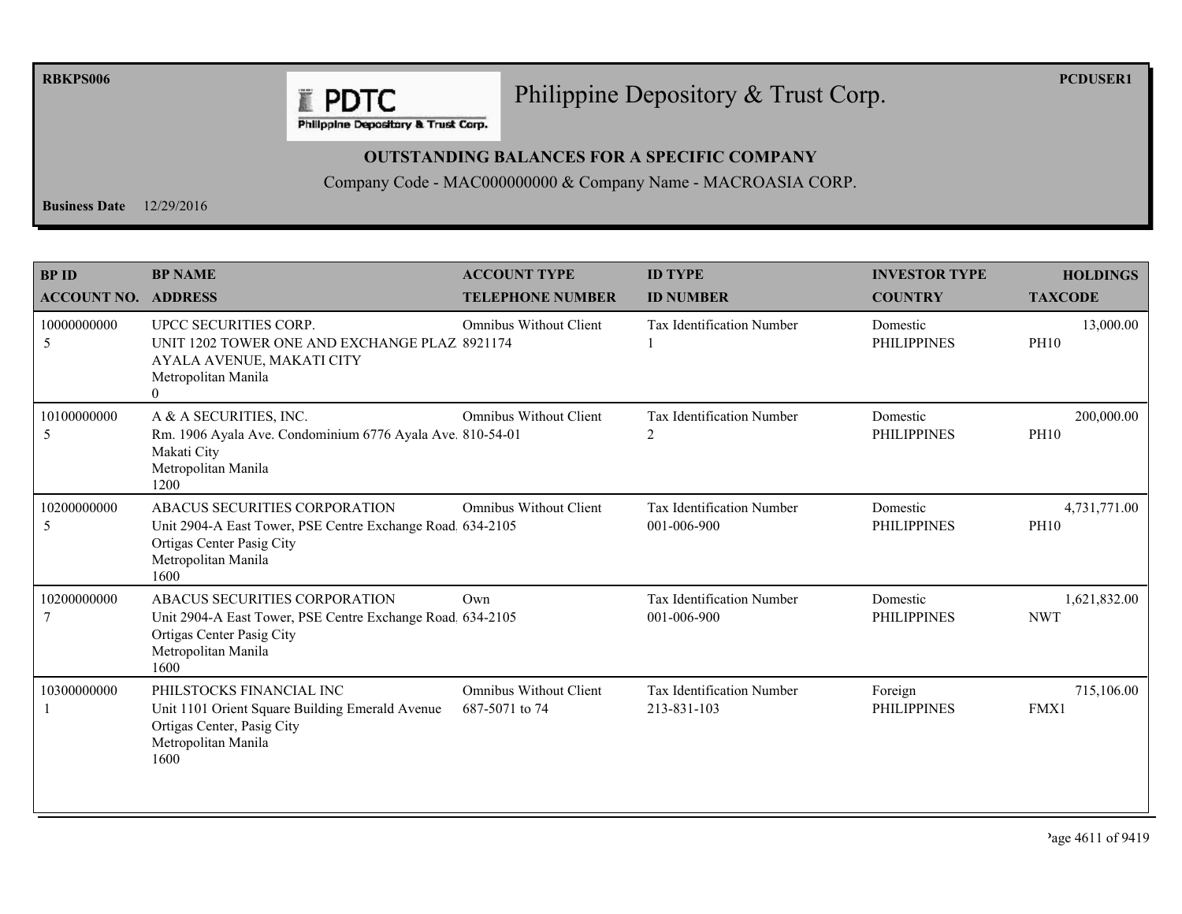# Philippine Depository & Trust Corp.

**OUTSTANDING BALANCES FOR A SPECIFIC COMPANY**

Company Code - MAC000000000 & Company Name - MACROASIA CORP.

**Business Date** 12/29/2016

| BP ID<br>ACCOUNT NO. | BP NAME<br>ADDRESS | ACCOUNT TYPE<br>TELEPHONE NUMBER | ID TYPE<br>ID NUMBER | INVESTOR TYPE<br>COUNTRY | HOLDINGS<br>TAXCODE |
|---|---|---|---|---|---|
| 10000000000<br>5 | UPCC SECURITIES CORP.<br>UNIT 1202 TOWER ONE AND EXCHANGE PLAZ<br>AYALA AVENUE, MAKATI CITY<br>Metropolitan Manila<br>0 | Omnibus Without Client<br>8921174 | Tax Identification Number<br>1 | Domestic<br>PHILIPPINES | 13,000.00<br>PH10 |
| 10100000000<br>5 | A & A SECURITIES, INC.<br>Rm. 1906 Ayala Ave. Condominium 6776 Ayala Ave.<br>Makati City<br>Metropolitan Manila<br>1200 | Omnibus Without Client<br>810-54-01 | Tax Identification Number<br>2 | Domestic<br>PHILIPPINES | 200,000.00<br>PH10 |
| 10200000000<br>5 | ABACUS SECURITIES CORPORATION<br>Unit 2904-A East Tower, PSE Centre Exchange Road.<br>Ortigas Center Pasig City<br>Metropolitan Manila<br>1600 | Omnibus Without Client<br>634-2105 | Tax Identification Number<br>001-006-900 | Domestic<br>PHILIPPINES | 4,731,771.00<br>PH10 |
| 10200000000<br>7 | ABACUS SECURITIES CORPORATION<br>Unit 2904-A East Tower, PSE Centre Exchange Road.<br>Ortigas Center Pasig City<br>Metropolitan Manila<br>1600 | Own<br>634-2105 | Tax Identification Number<br>001-006-900 | Domestic<br>PHILIPPINES | 1,621,832.00<br>NWT |
| 10300000000<br>1 | PHILSTOCKS FINANCIAL INC<br>Unit 1101 Orient Square Building Emerald Avenue<br>Ortigas Center, Pasig City<br>Metropolitan Manila<br>1600 | Omnibus Without Client<br>687-5071 to 74 | Tax Identification Number<br>213-831-103 | Foreign<br>PHILIPPINES | 715,106.00<br>FMX1 |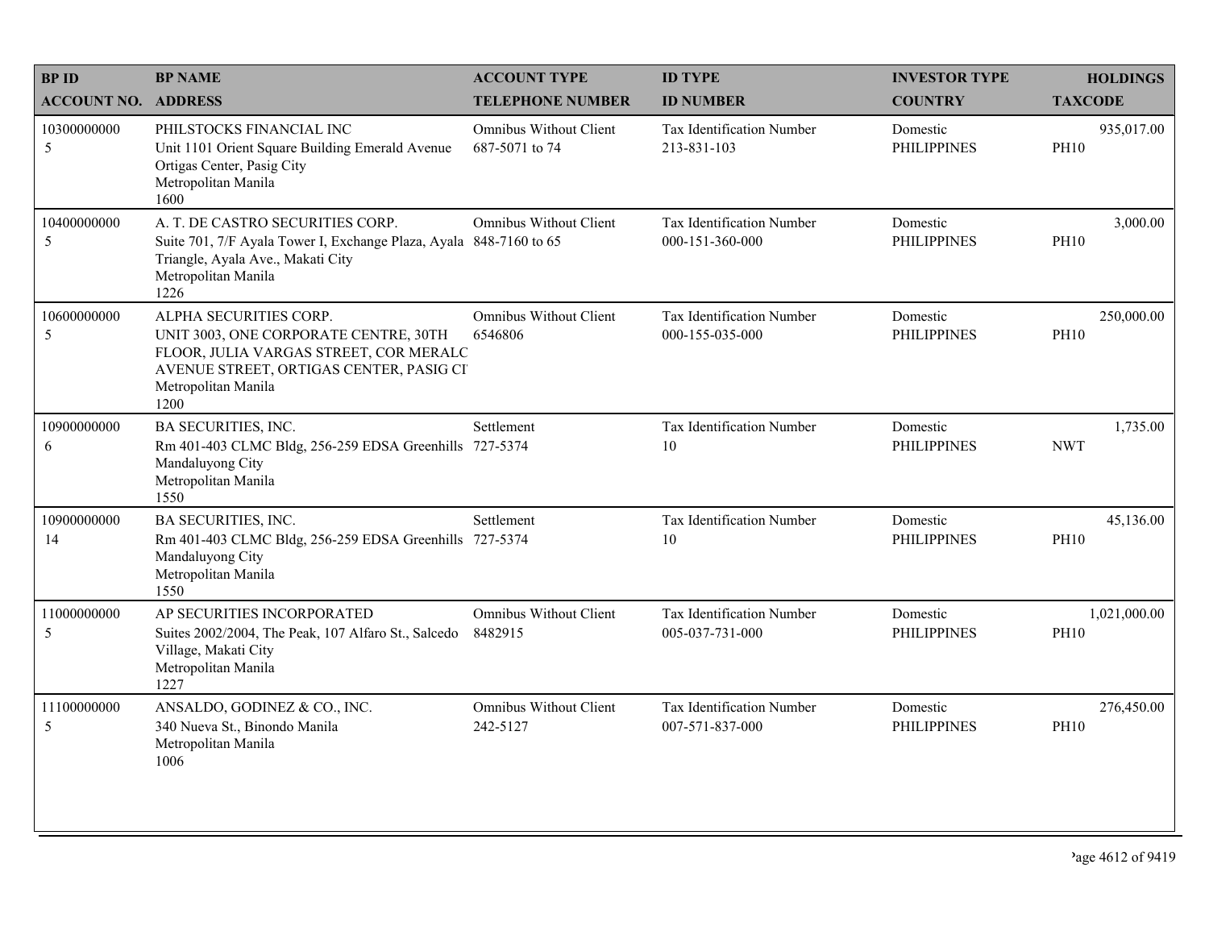| BP ID<br>ACCOUNT NO. | BP NAME<br>ADDRESS | ACCOUNT TYPE<br>TELEPHONE NUMBER | ID TYPE<br>ID NUMBER | INVESTOR TYPE<br>COUNTRY | HOLDINGS<br>TAXCODE |
|---|---|---|---|---|---|
| 10300000000<br>5 | PHILSTOCKS FINANCIAL INC<br>Unit 1101 Orient Square Building Emerald Avenue Ortigas Center, Pasig City<br>Metropolitan Manila<br>1600 | Omnibus Without Client<br>687-5071 to 74 | Tax Identification Number<br>213-831-103 | Domestic<br>PHILIPPINES | 935,017.00<br>PH10 |
| 10400000000<br>5 | A. T. DE CASTRO SECURITIES CORP.<br>Suite 701, 7/F Ayala Tower I, Exchange Plaza, Ayala Triangle, Ayala Ave., Makati City<br>Metropolitan Manila<br>1226 | Omnibus Without Client<br>848-7160 to 65 | Tax Identification Number<br>000-151-360-000 | Domestic<br>PHILIPPINES | 3,000.00<br>PH10 |
| 10600000000<br>5 | ALPHA SECURITIES CORP.<br>UNIT 3003, ONE CORPORATE CENTRE, 30TH FLOOR, JULIA VARGAS STREET, COR MERALC AVENUE STREET, ORTIGAS CENTER, PASIG CI<br>Metropolitan Manila<br>1200 | Omnibus Without Client<br>6546806 | Tax Identification Number<br>000-155-035-000 | Domestic<br>PHILIPPINES | 250,000.00<br>PH10 |
| 10900000000<br>6 | BA SECURITIES, INC.<br>Rm 401-403 CLMC Bldg, 256-259 EDSA Greenhills Mandaluyong City<br>Metropolitan Manila<br>1550 | Settlement<br>727-5374 | Tax Identification Number<br>10 | Domestic<br>PHILIPPINES | 1,735.00<br>NWT |
| 10900000000<br>14 | BA SECURITIES, INC.<br>Rm 401-403 CLMC Bldg, 256-259 EDSA Greenhills Mandaluyong City<br>Metropolitan Manila<br>1550 | Settlement<br>727-5374 | Tax Identification Number<br>10 | Domestic<br>PHILIPPINES | 45,136.00<br>PH10 |
| 11000000000<br>5 | AP SECURITIES INCORPORATED<br>Suites 2002/2004, The Peak, 107 Alfaro St., Salcedo Village, Makati City<br>Metropolitan Manila<br>1227 | Omnibus Without Client<br>8482915 | Tax Identification Number<br>005-037-731-000 | Domestic<br>PHILIPPINES | 1,021,000.00<br>PH10 |
| 11100000000<br>5 | ANSALDO, GODINEZ & CO., INC.<br>340 Nueva St., Binondo Manila<br>Metropolitan Manila<br>1006 | Omnibus Without Client<br>242-5127 | Tax Identification Number<br>007-571-837-000 | Domestic<br>PHILIPPINES | 276,450.00<br>PH10 |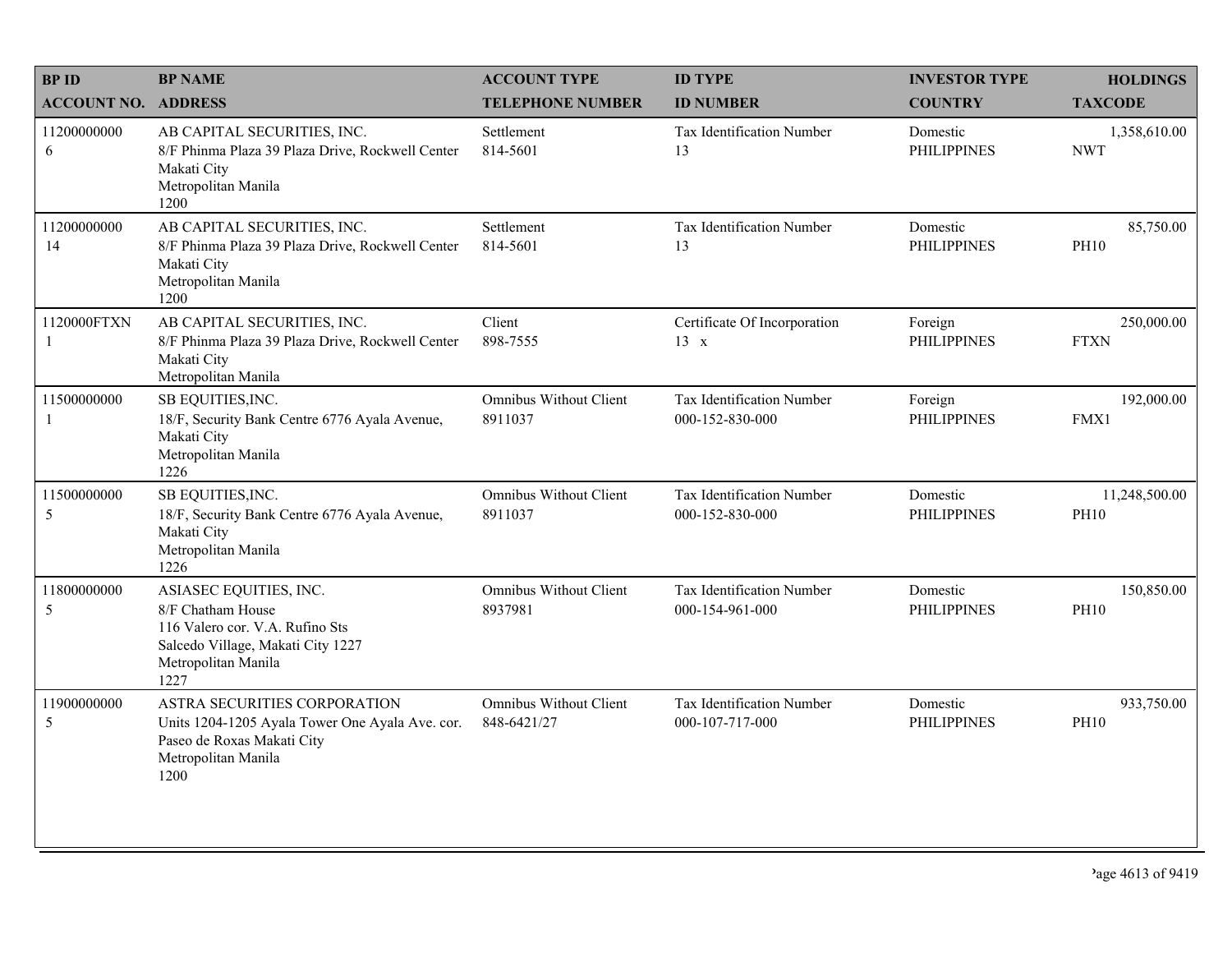| BP ID<br>ACCOUNT NO. | BP NAME<br>ADDRESS | ACCOUNT TYPE<br>TELEPHONE NUMBER | ID TYPE<br>ID NUMBER | INVESTOR TYPE<br>COUNTRY | HOLDINGS<br>TAXCODE |
|---|---|---|---|---|---|
| 11200000000<br>6 | AB CAPITAL SECURITIES, INC.<br>8/F Phinma Plaza 39 Plaza Drive, Rockwell Center<br>Makati City<br>Metropolitan Manila<br>1200 | Settlement<br>814-5601 | Tax Identification Number<br>13 | Domestic<br>PHILIPPINES | 1,358,610.00<br>NWT |
| 11200000000<br>14 | AB CAPITAL SECURITIES, INC.<br>8/F Phinma Plaza 39 Plaza Drive, Rockwell Center<br>Makati City<br>Metropolitan Manila<br>1200 | Settlement<br>814-5601 | Tax Identification Number<br>13 | Domestic<br>PHILIPPINES | 85,750.00<br>PH10 |
| 1120000FTXN<br>1 | AB CAPITAL SECURITIES, INC.<br>8/F Phinma Plaza 39 Plaza Drive, Rockwell Center<br>Makati City<br>Metropolitan Manila | Client<br>898-7555 | Certificate Of Incorporation<br>13 x | Foreign<br>PHILIPPINES | 250,000.00<br>FTXN |
| 11500000000<br>1 | SB EQUITIES,INC.<br>18/F, Security Bank Centre 6776 Ayala Avenue,<br>Makati City<br>Metropolitan Manila<br>1226 | Omnibus Without Client<br>8911037 | Tax Identification Number<br>000-152-830-000 | Foreign<br>PHILIPPINES | 192,000.00<br>FMX1 |
| 11500000000<br>5 | SB EQUITIES,INC.<br>18/F, Security Bank Centre 6776 Ayala Avenue,<br>Makati City<br>Metropolitan Manila<br>1226 | Omnibus Without Client<br>8911037 | Tax Identification Number<br>000-152-830-000 | Domestic<br>PHILIPPINES | 11,248,500.00<br>PH10 |
| 11800000000<br>5 | ASIASEC EQUITIES, INC.<br>8/F Chatham House<br>116 Valero cor. V.A. Rufino Sts<br>Salcedo Village, Makati City 1227<br>Metropolitan Manila<br>1227 | Omnibus Without Client<br>8937981 | Tax Identification Number<br>000-154-961-000 | Domestic<br>PHILIPPINES | 150,850.00<br>PH10 |
| 11900000000<br>5 | ASTRA SECURITIES CORPORATION<br>Units 1204-1205 Ayala Tower One Ayala Ave. cor.<br>Paseo de Roxas Makati City<br>Metropolitan Manila<br>1200 | Omnibus Without Client<br>848-6421/27 | Tax Identification Number<br>000-107-717-000 | Domestic<br>PHILIPPINES | 933,750.00<br>PH10 |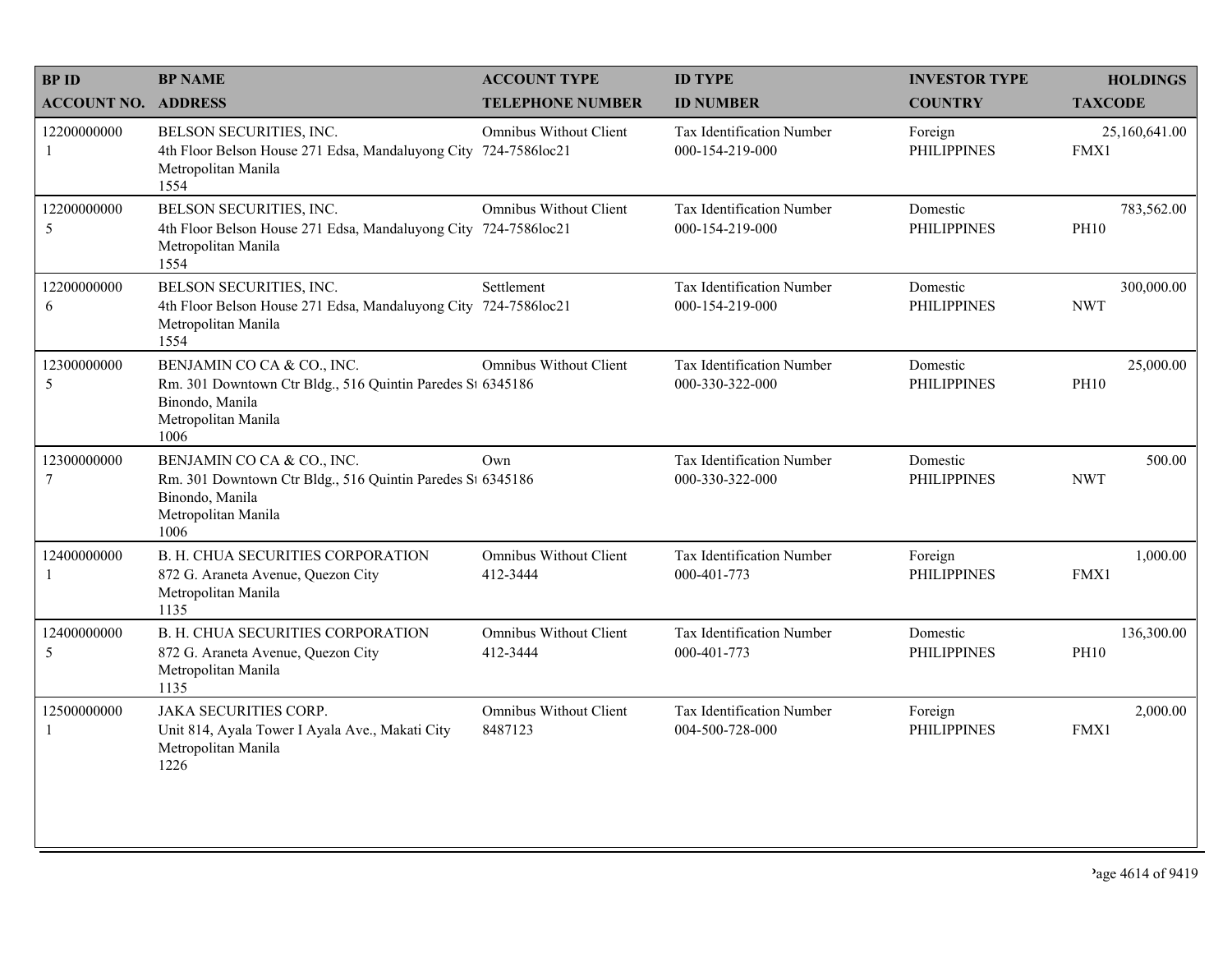| BP ID<br>ACCOUNT NO. | BP NAME<br>ADDRESS | ACCOUNT TYPE<br>TELEPHONE NUMBER | ID TYPE<br>ID NUMBER | INVESTOR TYPE<br>COUNTRY | HOLDINGS<br>TAXCODE |
|---|---|---|---|---|---|
| 12200000000<br>1 | BELSON SECURITIES, INC.<br>4th Floor Belson House 271 Edsa, Mandaluyong City<br>Metropolitan Manila<br>1554 | Omnibus Without Client<br>724-7586loc21 | Tax Identification Number<br>000-154-219-000 | Foreign<br>PHILIPPINES | 25,160,641.00<br>FMX1 |
| 12200000000<br>5 | BELSON SECURITIES, INC.<br>4th Floor Belson House 271 Edsa, Mandaluyong City<br>Metropolitan Manila<br>1554 | Omnibus Without Client<br>724-7586loc21 | Tax Identification Number<br>000-154-219-000 | Domestic<br>PHILIPPINES | 783,562.00<br>PH10 |
| 12200000000<br>6 | BELSON SECURITIES, INC.<br>4th Floor Belson House 271 Edsa, Mandaluyong City<br>Metropolitan Manila<br>1554 | Settlement<br>724-7586loc21 | Tax Identification Number<br>000-154-219-000 | Domestic<br>PHILIPPINES | 300,000.00<br>NWT |
| 12300000000<br>5 | BENJAMIN CO CA & CO., INC.<br>Rm. 301 Downtown Ctr Bldg., 516 Quintin Paredes St<br>Binondo, Manila<br>Metropolitan Manila<br>1006 | Omnibus Without Client<br>6345186 | Tax Identification Number<br>000-330-322-000 | Domestic<br>PHILIPPINES | 25,000.00<br>PH10 |
| 12300000000<br>7 | BENJAMIN CO CA & CO., INC.<br>Rm. 301 Downtown Ctr Bldg., 516 Quintin Paredes St<br>Binondo, Manila<br>Metropolitan Manila<br>1006 | Own<br>6345186 | Tax Identification Number<br>000-330-322-000 | Domestic<br>PHILIPPINES | 500.00<br>NWT |
| 12400000000<br>1 | B. H. CHUA SECURITIES CORPORATION<br>872 G. Araneta Avenue, Quezon City<br>Metropolitan Manila<br>1135 | Omnibus Without Client<br>412-3444 | Tax Identification Number<br>000-401-773 | Foreign<br>PHILIPPINES | 1,000.00<br>FMX1 |
| 12400000000<br>5 | B. H. CHUA SECURITIES CORPORATION<br>872 G. Araneta Avenue, Quezon City<br>Metropolitan Manila<br>1135 | Omnibus Without Client<br>412-3444 | Tax Identification Number<br>000-401-773 | Domestic<br>PHILIPPINES | 136,300.00<br>PH10 |
| 12500000000<br>1 | JAKA SECURITIES CORP.<br>Unit 814, Ayala Tower I Ayala Ave., Makati City<br>Metropolitan Manila<br>1226 | Omnibus Without Client<br>8487123 | Tax Identification Number<br>004-500-728-000 | Foreign<br>PHILIPPINES | 2,000.00<br>FMX1 |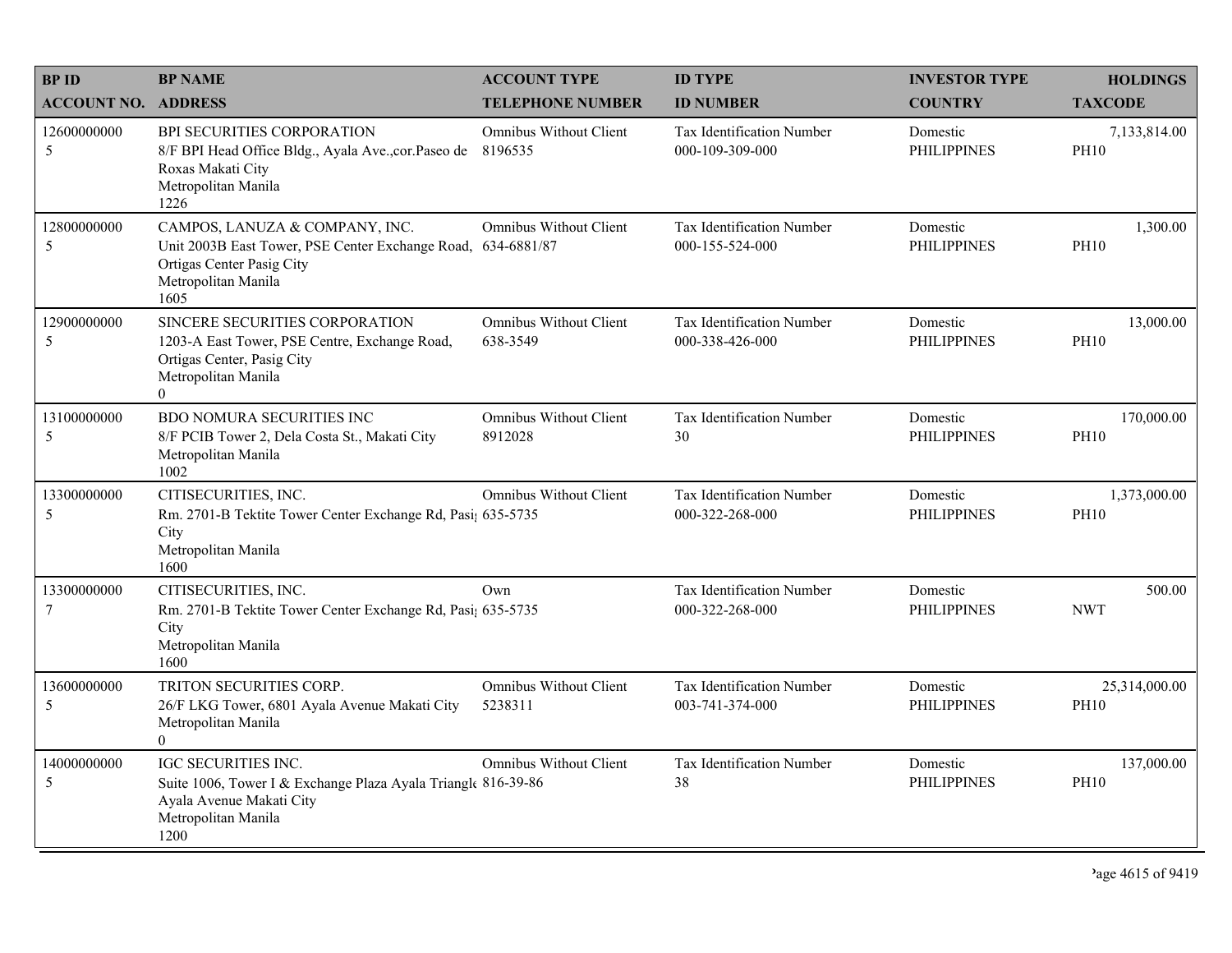| BP ID<br>ACCOUNT NO. | BP NAME<br>ADDRESS | ACCOUNT TYPE<br>TELEPHONE NUMBER | ID TYPE<br>ID NUMBER | INVESTOR TYPE<br>COUNTRY | HOLDINGS<br>TAXCODE |
|---|---|---|---|---|---|
| 12600000000<br>5 | BPI SECURITIES CORPORATION<br>8/F BPI Head Office Bldg., Ayala Ave.,cor.Paseo de Roxas Makati City<br>Metropolitan Manila<br>1226 | Omnibus Without Client<br>8196535 | Tax Identification Number<br>000-109-309-000 | Domestic<br>PHILIPPINES | 7,133,814.00<br>PH10 |
| 12800000000<br>5 | CAMPOS, LANUZA & COMPANY, INC.<br>Unit 2003B East Tower, PSE Center Exchange Road, Ortigas Center Pasig City<br>Metropolitan Manila<br>1605 | Omnibus Without Client<br>634-6881/87 | Tax Identification Number<br>000-155-524-000 | Domestic<br>PHILIPPINES | 1,300.00<br>PH10 |
| 12900000000<br>5 | SINCERE SECURITIES CORPORATION<br>1203-A East Tower, PSE Centre, Exchange Road, Ortigas Center, Pasig City<br>Metropolitan Manila<br>0 | Omnibus Without Client<br>638-3549 | Tax Identification Number<br>000-338-426-000 | Domestic<br>PHILIPPINES | 13,000.00<br>PH10 |
| 13100000000<br>5 | BDO NOMURA SECURITIES INC<br>8/F PCIB Tower 2, Dela Costa St., Makati City<br>Metropolitan Manila<br>1002 | Omnibus Without Client<br>8912028 | Tax Identification Number<br>30 | Domestic<br>PHILIPPINES | 170,000.00<br>PH10 |
| 13300000000<br>5 | CITISECURITIES, INC.<br>Rm. 2701-B Tektite Tower Center Exchange Rd, Pasig City<br>Metropolitan Manila<br>1600 | Omnibus Without Client<br>635-5735 | Tax Identification Number<br>000-322-268-000 | Domestic<br>PHILIPPINES | 1,373,000.00<br>PH10 |
| 13300000000<br>7 | CITISECURITIES, INC.<br>Rm. 2701-B Tektite Tower Center Exchange Rd, Pasig City<br>Metropolitan Manila<br>1600 | Own<br>635-5735 | Tax Identification Number<br>000-322-268-000 | Domestic<br>PHILIPPINES | 500.00<br>NWT |
| 13600000000<br>5 | TRITON SECURITIES CORP.<br>26/F LKG Tower, 6801 Ayala Avenue Makati City<br>Metropolitan Manila<br>0 | Omnibus Without Client<br>5238311 | Tax Identification Number<br>003-741-374-000 | Domestic<br>PHILIPPINES | 25,314,000.00<br>PH10 |
| 14000000000<br>5 | IGC SECURITIES INC.<br>Suite 1006, Tower I & Exchange Plaza Ayala Triangle Ayala Avenue Makati City<br>Metropolitan Manila<br>1200 | Omnibus Without Client<br>816-39-86 | Tax Identification Number<br>38 | Domestic<br>PHILIPPINES | 137,000.00<br>PH10 |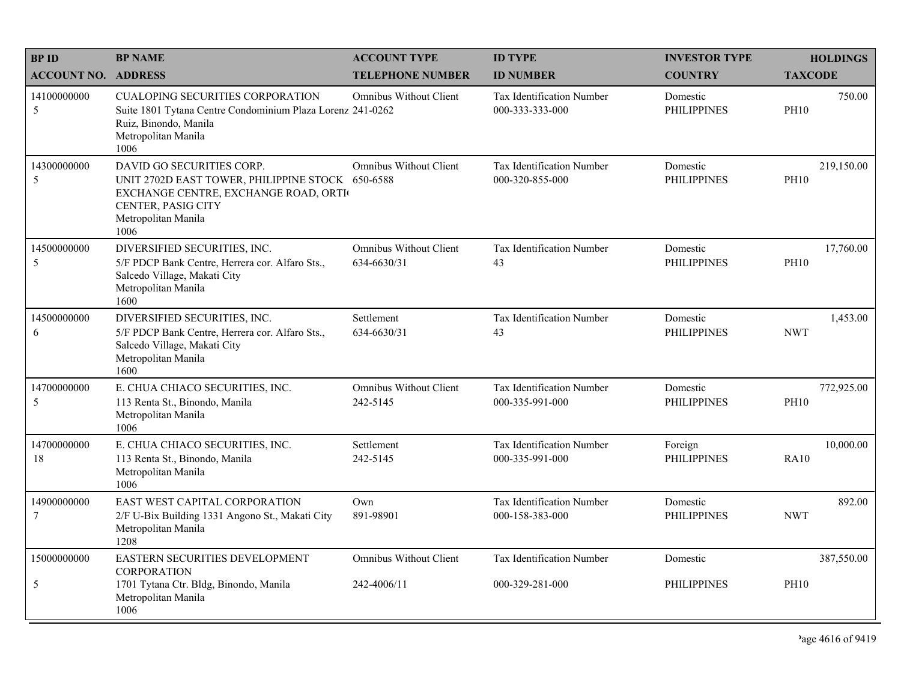| BP ID<br>ACCOUNT NO. | BP NAME<br>ADDRESS | ACCOUNT TYPE<br>TELEPHONE NUMBER | ID TYPE<br>ID NUMBER | INVESTOR TYPE<br>COUNTRY | HOLDINGS<br>TAXCODE |
|---|---|---|---|---|---|
| 14100000000<br>5 | CUALOPING SECURITIES CORPORATION<br>Suite 1801 Tytana Centre Condominium Plaza Lorenz Ruiz, Binondo, Manila<br>Metropolitan Manila<br>1006 | Omnibus Without Client<br>241-0262 | Tax Identification Number<br>000-333-333-000 | Domestic<br>PHILIPPINES | 750.00<br>PH10 |
| 14300000000<br>5 | DAVID GO SECURITIES CORP.<br>UNIT 2702D EAST TOWER, PHILIPPINE STOCK EXCHANGE CENTRE, EXCHANGE ROAD, ORTI CENTER, PASIG CITY<br>Metropolitan Manila<br>1006 | Omnibus Without Client<br>650-6588 | Tax Identification Number<br>000-320-855-000 | Domestic<br>PHILIPPINES | 219,150.00<br>PH10 |
| 14500000000<br>5 | DIVERSIFIED SECURITIES, INC.<br>5/F PDCP Bank Centre, Herrera cor. Alfaro Sts., Salcedo Village, Makati City<br>Metropolitan Manila<br>1600 | Omnibus Without Client<br>634-6630/31 | Tax Identification Number<br>43 | Domestic<br>PHILIPPINES | 17,760.00<br>PH10 |
| 14500000000<br>6 | DIVERSIFIED SECURITIES, INC.<br>5/F PDCP Bank Centre, Herrera cor. Alfaro Sts., Salcedo Village, Makati City<br>Metropolitan Manila<br>1600 | Settlement<br>634-6630/31 | Tax Identification Number<br>43 | Domestic<br>PHILIPPINES | 1,453.00<br>NWT |
| 14700000000<br>5 | E. CHUA CHIACO SECURITIES, INC.<br>113 Renta St., Binondo, Manila<br>Metropolitan Manila<br>1006 | Omnibus Without Client<br>242-5145 | Tax Identification Number<br>000-335-991-000 | Domestic<br>PHILIPPINES | 772,925.00<br>PH10 |
| 14700000000<br>18 | E. CHUA CHIACO SECURITIES, INC.<br>113 Renta St., Binondo, Manila<br>Metropolitan Manila<br>1006 | Settlement<br>242-5145 | Tax Identification Number<br>000-335-991-000 | Foreign<br>PHILIPPINES | 10,000.00<br>RA10 |
| 14900000000<br>7 | EAST WEST CAPITAL CORPORATION<br>2/F U-Bix Building 1331 Angono St., Makati City<br>Metropolitan Manila<br>1208 | Own<br>891-98901 | Tax Identification Number<br>000-158-383-000 | Domestic<br>PHILIPPINES | 892.00<br>NWT |
| 15000000000<br>5 | EASTERN SECURITIES DEVELOPMENT CORPORATION<br>1701 Tytana Ctr. Bldg, Binondo, Manila<br>Metropolitan Manila<br>1006 | Omnibus Without Client<br>242-4006/11 | Tax Identification Number<br>000-329-281-000 | Domestic<br>PHILIPPINES | 387,550.00<br>PH10 |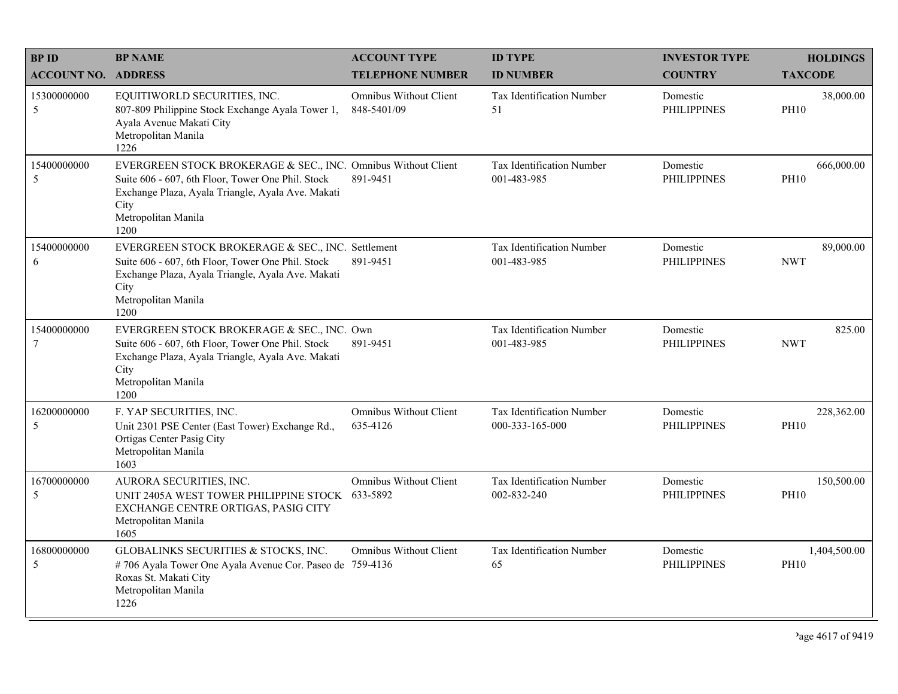| BP ID<br>ACCOUNT NO. | BP NAME<br>ADDRESS | ACCOUNT TYPE<br>TELEPHONE NUMBER | ID TYPE<br>ID NUMBER | INVESTOR TYPE<br>COUNTRY | HOLDINGS<br>TAXCODE |
|---|---|---|---|---|---|
| 15300000000<br>5 | EQUITIWORLD SECURITIES, INC.<br>807-809 Philippine Stock Exchange Ayala Tower 1, Ayala Avenue Makati City<br>Metropolitan Manila<br>1226 | Omnibus Without Client<br>848-5401/09 | Tax Identification Number<br>51 | Domestic<br>PHILIPPINES | 38,000.00<br>PH10 |
| 15400000000<br>5 | EVERGREEN STOCK BROKERAGE & SEC., INC.<br>Suite 606 - 607, 6th Floor, Tower One Phil. Stock Exchange Plaza, Ayala Triangle, Ayala Ave. Makati City<br>Metropolitan Manila<br>1200 | Omnibus Without Client<br>891-9451 | Tax Identification Number<br>001-483-985 | Domestic<br>PHILIPPINES | 666,000.00<br>PH10 |
| 15400000000<br>6 | EVERGREEN STOCK BROKERAGE & SEC., INC.<br>Suite 606 - 607, 6th Floor, Tower One Phil. Stock Exchange Plaza, Ayala Triangle, Ayala Ave. Makati City<br>Metropolitan Manila<br>1200 | Settlement<br>891-9451 | Tax Identification Number<br>001-483-985 | Domestic<br>PHILIPPINES | 89,000.00<br>NWT |
| 15400000000<br>7 | EVERGREEN STOCK BROKERAGE & SEC., INC.<br>Suite 606 - 607, 6th Floor, Tower One Phil. Stock Exchange Plaza, Ayala Triangle, Ayala Ave. Makati City<br>Metropolitan Manila<br>1200 | Own<br>891-9451 | Tax Identification Number<br>001-483-985 | Domestic<br>PHILIPPINES | 825.00<br>NWT |
| 16200000000<br>5 | F. YAP SECURITIES, INC.<br>Unit 2301 PSE Center (East Tower) Exchange Rd., Ortigas Center Pasig City<br>Metropolitan Manila<br>1603 | Omnibus Without Client<br>635-4126 | Tax Identification Number<br>000-333-165-000 | Domestic<br>PHILIPPINES | 228,362.00<br>PH10 |
| 16700000000<br>5 | AURORA SECURITIES, INC.<br>UNIT 2405A WEST TOWER PHILIPPINE STOCK EXCHANGE CENTRE ORTIGAS, PASIG CITY<br>Metropolitan Manila<br>1605 | Omnibus Without Client<br>633-5892 | Tax Identification Number<br>002-832-240 | Domestic<br>PHILIPPINES | 150,500.00<br>PH10 |
| 16800000000<br>5 | GLOBALINKS SECURITIES & STOCKS, INC.<br># 706 Ayala Tower One Ayala Avenue Cor. Paseo de Roxas St. Makati City<br>Metropolitan Manila<br>1226 | Omnibus Without Client<br>759-4136 | Tax Identification Number<br>65 | Domestic<br>PHILIPPINES | 1,404,500.00<br>PH10 |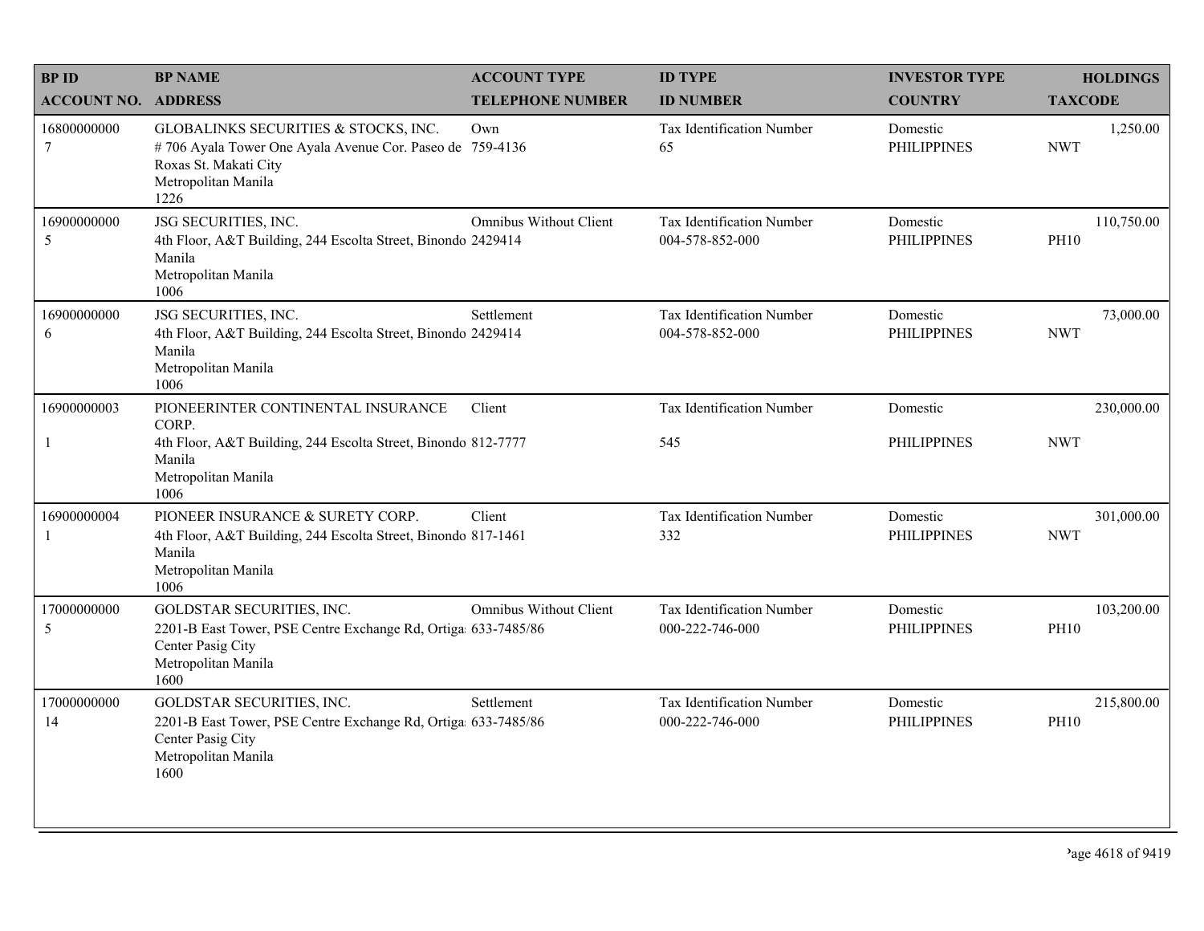| BP ID<br>ACCOUNT NO. | BP NAME<br>ADDRESS | ACCOUNT TYPE<br>TELEPHONE NUMBER | ID TYPE<br>ID NUMBER | INVESTOR TYPE<br>COUNTRY | HOLDINGS<br>TAXCODE |
|---|---|---|---|---|---|
| 16800000000<br>7 | GLOBALINKS SECURITIES & STOCKS, INC.<br># 706 Ayala Tower One Ayala Avenue Cor. Paseo de Roxas St. Makati City<br>Metropolitan Manila<br>1226 | Own<br>759-4136 | Tax Identification Number<br>65 | Domestic<br>PHILIPPINES | 1,250.00<br>NWT |
| 16900000000<br>5 | JSG SECURITIES, INC.<br>4th Floor, A&T Building, 244 Escolta Street, Binondo Manila<br>Metropolitan Manila<br>1006 | Omnibus Without Client<br>2429414 | Tax Identification Number<br>004-578-852-000 | Domestic<br>PHILIPPINES | 110,750.00<br>PH10 |
| 16900000000<br>6 | JSG SECURITIES, INC.<br>4th Floor, A&T Building, 244 Escolta Street, Binondo Manila<br>Metropolitan Manila<br>1006 | Settlement<br>2429414 | Tax Identification Number<br>004-578-852-000 | Domestic<br>PHILIPPINES | 73,000.00<br>NWT |
| 16900000003<br>1 | PIONEERINTER CONTINENTAL INSURANCE CORP.<br>4th Floor, A&T Building, 244 Escolta Street, Binondo Manila<br>Metropolitan Manila<br>1006 | Client<br>812-7777 | Tax Identification Number<br>545 | Domestic<br>PHILIPPINES | 230,000.00<br>NWT |
| 16900000004<br>1 | PIONEER INSURANCE & SURETY CORP.<br>4th Floor, A&T Building, 244 Escolta Street, Binondo Manila<br>Metropolitan Manila<br>1006 | Client<br>817-1461 | Tax Identification Number<br>332 | Domestic<br>PHILIPPINES | 301,000.00<br>NWT |
| 17000000000<br>5 | GOLDSTAR SECURITIES, INC.<br>2201-B East Tower, PSE Centre Exchange Rd, Ortigas Center Pasig City<br>Metropolitan Manila<br>1600 | Omnibus Without Client<br>633-7485/86 | Tax Identification Number<br>000-222-746-000 | Domestic<br>PHILIPPINES | 103,200.00<br>PH10 |
| 17000000000<br>14 | GOLDSTAR SECURITIES, INC.<br>2201-B East Tower, PSE Centre Exchange Rd, Ortigas Center Pasig City<br>Metropolitan Manila<br>1600 | Settlement<br>633-7485/86 | Tax Identification Number<br>000-222-746-000 | Domestic<br>PHILIPPINES | 215,800.00<br>PH10 |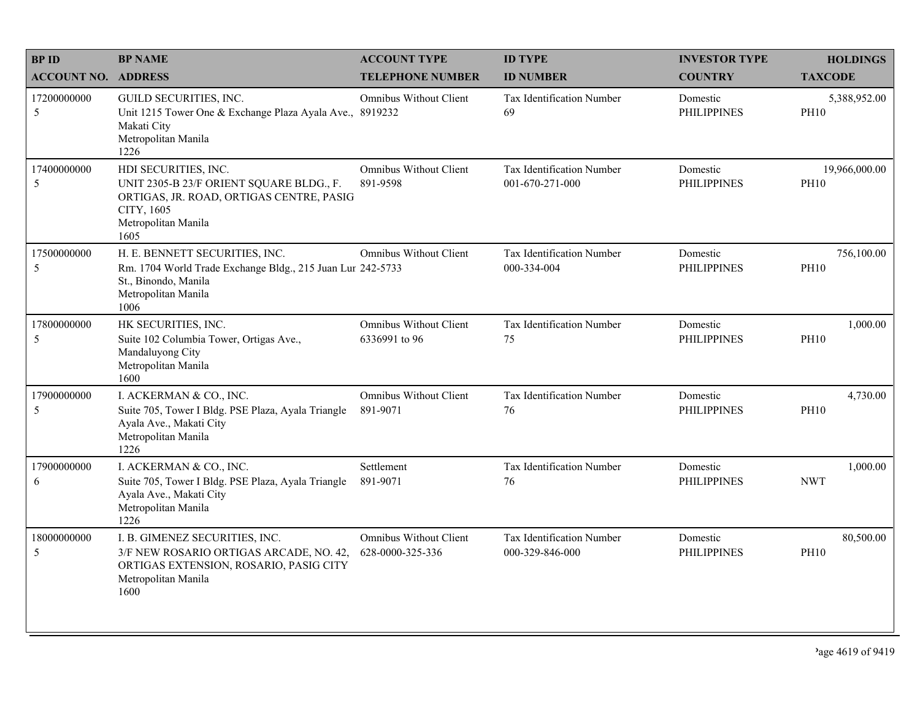| BP ID<br>ACCOUNT NO. | BP NAME<br>ADDRESS | ACCOUNT TYPE<br>TELEPHONE NUMBER | ID TYPE<br>ID NUMBER | INVESTOR TYPE<br>COUNTRY | HOLDINGS<br>TAXCODE |
|---|---|---|---|---|---|
| 17200000000<br>5 | GUILD SECURITIES, INC.<br>Unit 1215 Tower One & Exchange Plaza Ayala Ave., Makati City<br>Metropolitan Manila<br>1226 | Omnibus Without Client<br>8919232 | Tax Identification Number<br>69 | Domestic<br>PHILIPPINES | 5,388,952.00<br>PH10 |
| 17400000000<br>5 | HDI SECURITIES, INC.<br>UNIT 2305-B 23/F ORIENT SQUARE BLDG., F. ORTIGAS, JR. ROAD, ORTIGAS CENTRE, PASIG CITY, 1605<br>Metropolitan Manila<br>1605 | Omnibus Without Client<br>891-9598 | Tax Identification Number<br>001-670-271-000 | Domestic<br>PHILIPPINES | 19,966,000.00<br>PH10 |
| 17500000000<br>5 | H. E. BENNETT SECURITIES, INC.<br>Rm. 1704 World Trade Exchange Bldg., 215 Juan Lur St., Binondo, Manila<br>Metropolitan Manila<br>1006 | Omnibus Without Client<br>242-5733 | Tax Identification Number<br>000-334-004 | Domestic<br>PHILIPPINES | 756,100.00<br>PH10 |
| 17800000000<br>5 | HK SECURITIES, INC.<br>Suite 102 Columbia Tower, Ortigas Ave., Mandaluyong City<br>Metropolitan Manila<br>1600 | Omnibus Without Client<br>6336991 to 96 | Tax Identification Number<br>75 | Domestic<br>PHILIPPINES | 1,000.00<br>PH10 |
| 17900000000<br>5 | I. ACKERMAN & CO., INC.<br>Suite 705, Tower I Bldg. PSE Plaza, Ayala Triangle Ayala Ave., Makati City<br>Metropolitan Manila<br>1226 | Omnibus Without Client<br>891-9071 | Tax Identification Number<br>76 | Domestic<br>PHILIPPINES | 4,730.00<br>PH10 |
| 17900000000<br>6 | I. ACKERMAN & CO., INC.<br>Suite 705, Tower I Bldg. PSE Plaza, Ayala Triangle Ayala Ave., Makati City<br>Metropolitan Manila<br>1226 | Settlement<br>891-9071 | Tax Identification Number<br>76 | Domestic<br>PHILIPPINES | 1,000.00<br>NWT |
| 18000000000<br>5 | I. B. GIMENEZ SECURITIES, INC.<br>3/F NEW ROSARIO ORTIGAS ARCADE, NO. 42, ORTIGAS EXTENSION, ROSARIO, PASIG CITY<br>Metropolitan Manila<br>1600 | Omnibus Without Client<br>628-0000-325-336 | Tax Identification Number<br>000-329-846-000 | Domestic<br>PHILIPPINES | 80,500.00<br>PH10 |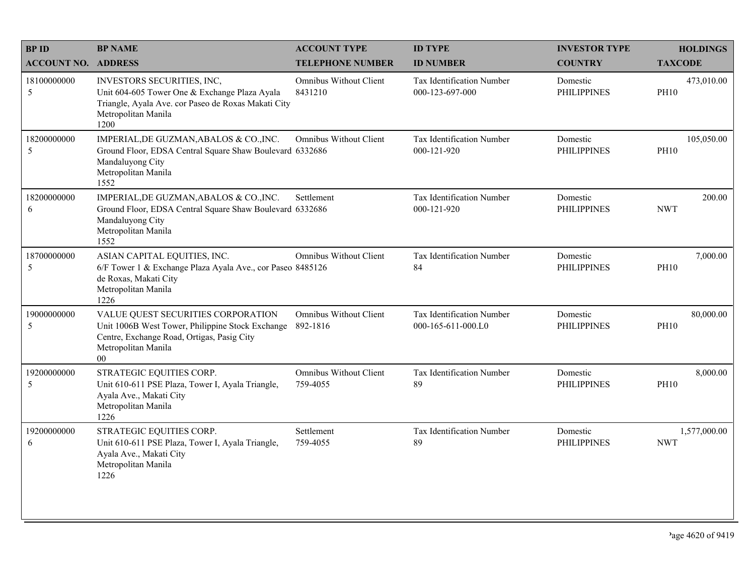| BP ID<br>ACCOUNT NO. | BP NAME<br>ADDRESS | ACCOUNT TYPE<br>TELEPHONE NUMBER | ID TYPE<br>ID NUMBER | INVESTOR TYPE<br>COUNTRY | HOLDINGS<br>TAXCODE |
|---|---|---|---|---|---|
| 18100000000<br>5 | INVESTORS SECURITIES, INC,<br>Unit 604-605 Tower One & Exchange Plaza Ayala Triangle, Ayala Ave. cor Paseo de Roxas Makati City<br>Metropolitan Manila<br>1200 | Omnibus Without Client<br>8431210 | Tax Identification Number<br>000-123-697-000 | Domestic<br>PHILIPPINES | 473,010.00<br>PH10 |
| 18200000000<br>5 | IMPERIAL,DE GUZMAN,ABALOS & CO.,INC.<br>Ground Floor, EDSA Central Square Shaw Boulevard Mandaluyong City<br>Metropolitan Manila<br>1552 | Omnibus Without Client<br>6332686 | Tax Identification Number<br>000-121-920 | Domestic<br>PHILIPPINES | 105,050.00<br>PH10 |
| 18200000000<br>6 | IMPERIAL,DE GUZMAN,ABALOS & CO.,INC.<br>Ground Floor, EDSA Central Square Shaw Boulevard Mandaluyong City<br>Metropolitan Manila<br>1552 | Settlement<br>6332686 | Tax Identification Number<br>000-121-920 | Domestic<br>PHILIPPINES | 200.00<br>NWT |
| 18700000000<br>5 | ASIAN CAPITAL EQUITIES, INC.<br>6/F Tower 1 & Exchange Plaza Ayala Ave., cor Paseo de Roxas, Makati City<br>Metropolitan Manila<br>1226 | Omnibus Without Client<br>8485126 | Tax Identification Number<br>84 | Domestic<br>PHILIPPINES | 7,000.00<br>PH10 |
| 19000000000<br>5 | VALUE QUEST SECURITIES CORPORATION<br>Unit 1006B West Tower, Philippine Stock Exchange Centre, Exchange Road, Ortigas, Pasig City<br>Metropolitan Manila<br>00 | Omnibus Without Client<br>892-1816 | Tax Identification Number<br>000-165-611-000.L0 | Domestic<br>PHILIPPINES | 80,000.00<br>PH10 |
| 19200000000<br>5 | STRATEGIC EQUITIES CORP.<br>Unit 610-611 PSE Plaza, Tower I, Ayala Triangle, Ayala Ave., Makati City<br>Metropolitan Manila<br>1226 | Omnibus Without Client<br>759-4055 | Tax Identification Number<br>89 | Domestic<br>PHILIPPINES | 8,000.00<br>PH10 |
| 19200000000<br>6 | STRATEGIC EQUITIES CORP.<br>Unit 610-611 PSE Plaza, Tower I, Ayala Triangle, Ayala Ave., Makati City<br>Metropolitan Manila<br>1226 | Settlement<br>759-4055 | Tax Identification Number<br>89 | Domestic<br>PHILIPPINES | 1,577,000.00<br>NWT |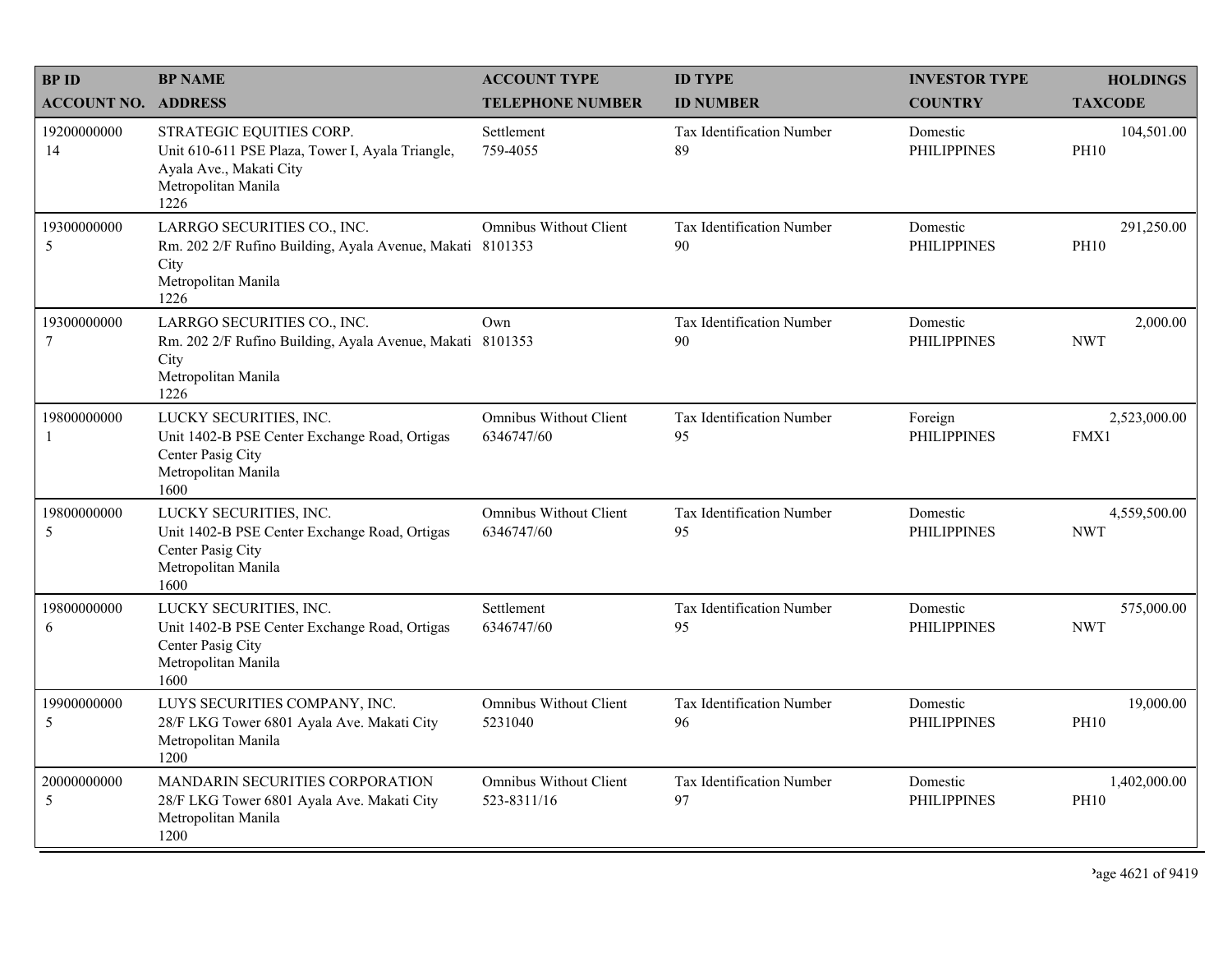| BP ID<br>ACCOUNT NO. | BP NAME<br>ADDRESS | ACCOUNT TYPE<br>TELEPHONE NUMBER | ID TYPE<br>ID NUMBER | INVESTOR TYPE<br>COUNTRY | HOLDINGS<br>TAXCODE |
|---|---|---|---|---|---|
| 19200000000<br>14 | STRATEGIC EQUITIES CORP.<br>Unit 610-611 PSE Plaza, Tower I, Ayala Triangle, Ayala Ave., Makati City<br>Metropolitan Manila<br>1226 | Settlement<br>759-4055 | Tax Identification Number<br>89 | Domestic<br>PHILIPPINES | 104,501.00<br>PH10 |
| 19300000000<br>5 | LARRGO SECURITIES CO., INC.<br>Rm. 202 2/F Rufino Building, Ayala Avenue, Makati City<br>Metropolitan Manila<br>1226 | Omnibus Without Client<br>8101353 | Tax Identification Number<br>90 | Domestic<br>PHILIPPINES | 291,250.00<br>PH10 |
| 19300000000<br>7 | LARRGO SECURITIES CO., INC.<br>Rm. 202 2/F Rufino Building, Ayala Avenue, Makati City<br>Metropolitan Manila<br>1226 | Own<br>8101353 | Tax Identification Number<br>90 | Domestic<br>PHILIPPINES | 2,000.00<br>NWT |
| 19800000000<br>1 | LUCKY SECURITIES, INC.<br>Unit 1402-B PSE Center Exchange Road, Ortigas Center Pasig City<br>Metropolitan Manila<br>1600 | Omnibus Without Client<br>6346747/60 | Tax Identification Number<br>95 | Foreign<br>PHILIPPINES | 2,523,000.00<br>FMX1 |
| 19800000000<br>5 | LUCKY SECURITIES, INC.<br>Unit 1402-B PSE Center Exchange Road, Ortigas Center Pasig City<br>Metropolitan Manila<br>1600 | Omnibus Without Client<br>6346747/60 | Tax Identification Number<br>95 | Domestic<br>PHILIPPINES | 4,559,500.00<br>NWT |
| 19800000000<br>6 | LUCKY SECURITIES, INC.<br>Unit 1402-B PSE Center Exchange Road, Ortigas Center Pasig City<br>Metropolitan Manila<br>1600 | Settlement<br>6346747/60 | Tax Identification Number<br>95 | Domestic<br>PHILIPPINES | 575,000.00<br>NWT |
| 19900000000<br>5 | LUYS SECURITIES COMPANY, INC.<br>28/F LKG Tower 6801 Ayala Ave. Makati City<br>Metropolitan Manila<br>1200 | Omnibus Without Client<br>5231040 | Tax Identification Number<br>96 | Domestic<br>PHILIPPINES | 19,000.00<br>PH10 |
| 20000000000<br>5 | MANDARIN SECURITIES CORPORATION<br>28/F LKG Tower 6801 Ayala Ave. Makati City<br>Metropolitan Manila<br>1200 | Omnibus Without Client<br>523-8311/16 | Tax Identification Number<br>97 | Domestic<br>PHILIPPINES | 1,402,000.00<br>PH10 |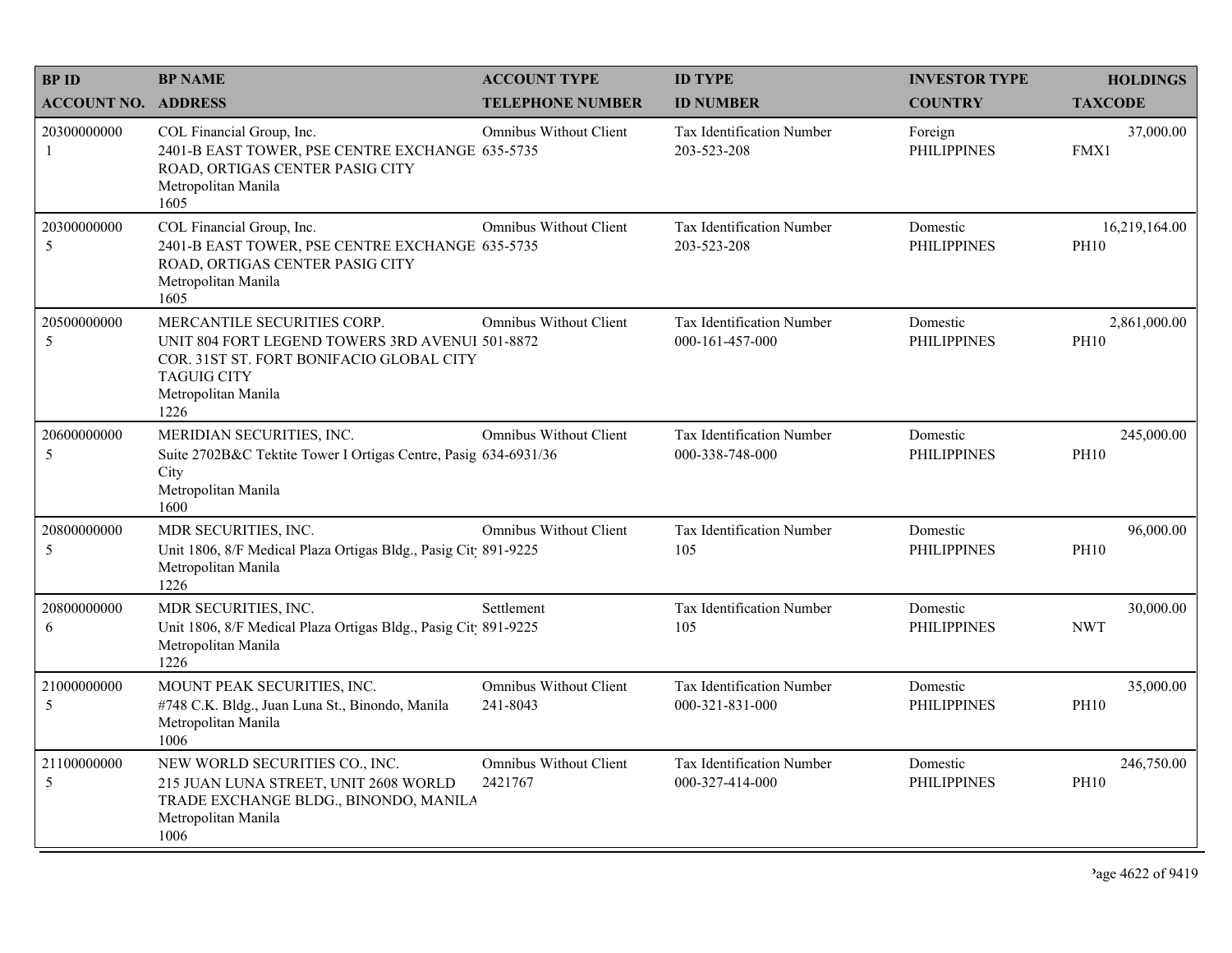| BP ID<br>ACCOUNT NO. | BP NAME<br>ADDRESS | ACCOUNT TYPE<br>TELEPHONE NUMBER | ID TYPE<br>ID NUMBER | INVESTOR TYPE<br>COUNTRY | HOLDINGS<br>TAXCODE |
|---|---|---|---|---|---|
| 20300000000<br>1 | COL Financial Group, Inc.<br>2401-B EAST TOWER, PSE CENTRE EXCHANGE ROAD, ORTIGAS CENTER PASIG CITY<br>Metropolitan Manila<br>1605 | Omnibus Without Client<br>635-5735 | Tax Identification Number<br>203-523-208 | Foreign<br>PHILIPPINES | 37,000.00<br>FMX1 |
| 20300000000<br>5 | COL Financial Group, Inc.<br>2401-B EAST TOWER, PSE CENTRE EXCHANGE ROAD, ORTIGAS CENTER PASIG CITY<br>Metropolitan Manila<br>1605 | Omnibus Without Client<br>635-5735 | Tax Identification Number<br>203-523-208 | Domestic<br>PHILIPPINES | 16,219,164.00<br>PH10 |
| 20500000000<br>5 | MERCANTILE SECURITIES CORP.<br>UNIT 804 FORT LEGEND TOWERS 3RD AVENUI COR. 31ST ST. FORT BONIFACIO GLOBAL CITY TAGUIG CITY<br>Metropolitan Manila<br>1226 | Omnibus Without Client<br>501-8872 | Tax Identification Number<br>000-161-457-000 | Domestic<br>PHILIPPINES | 2,861,000.00<br>PH10 |
| 20600000000<br>5 | MERIDIAN SECURITIES, INC.<br>Suite 2702B&C Tektite Tower I Ortigas Centre, Pasig City<br>Metropolitan Manila<br>1600 | Omnibus Without Client<br>634-6931/36 | Tax Identification Number<br>000-338-748-000 | Domestic<br>PHILIPPINES | 245,000.00<br>PH10 |
| 20800000000<br>5 | MDR SECURITIES, INC.<br>Unit 1806, 8/F Medical Plaza Ortigas Bldg., Pasig Cit<br>Metropolitan Manila<br>1226 | Omnibus Without Client<br>891-9225 | Tax Identification Number<br>105 | Domestic<br>PHILIPPINES | 96,000.00<br>PH10 |
| 20800000000<br>6 | MDR SECURITIES, INC.<br>Unit 1806, 8/F Medical Plaza Ortigas Bldg., Pasig Cit<br>Metropolitan Manila<br>1226 | Settlement<br>891-9225 | Tax Identification Number<br>105 | Domestic<br>PHILIPPINES | 30,000.00<br>NWT |
| 21000000000<br>5 | MOUNT PEAK SECURITIES, INC.<br>#748 C.K. Bldg., Juan Luna St., Binondo, Manila<br>Metropolitan Manila<br>1006 | Omnibus Without Client<br>241-8043 | Tax Identification Number<br>000-321-831-000 | Domestic<br>PHILIPPINES | 35,000.00<br>PH10 |
| 21100000000<br>5 | NEW WORLD SECURITIES CO., INC.<br>215 JUAN LUNA STREET, UNIT 2608 WORLD TRADE EXCHANGE BLDG., BINONDO, MANILA<br>Metropolitan Manila<br>1006 | Omnibus Without Client<br>2421767 | Tax Identification Number<br>000-327-414-000 | Domestic<br>PHILIPPINES | 246,750.00<br>PH10 |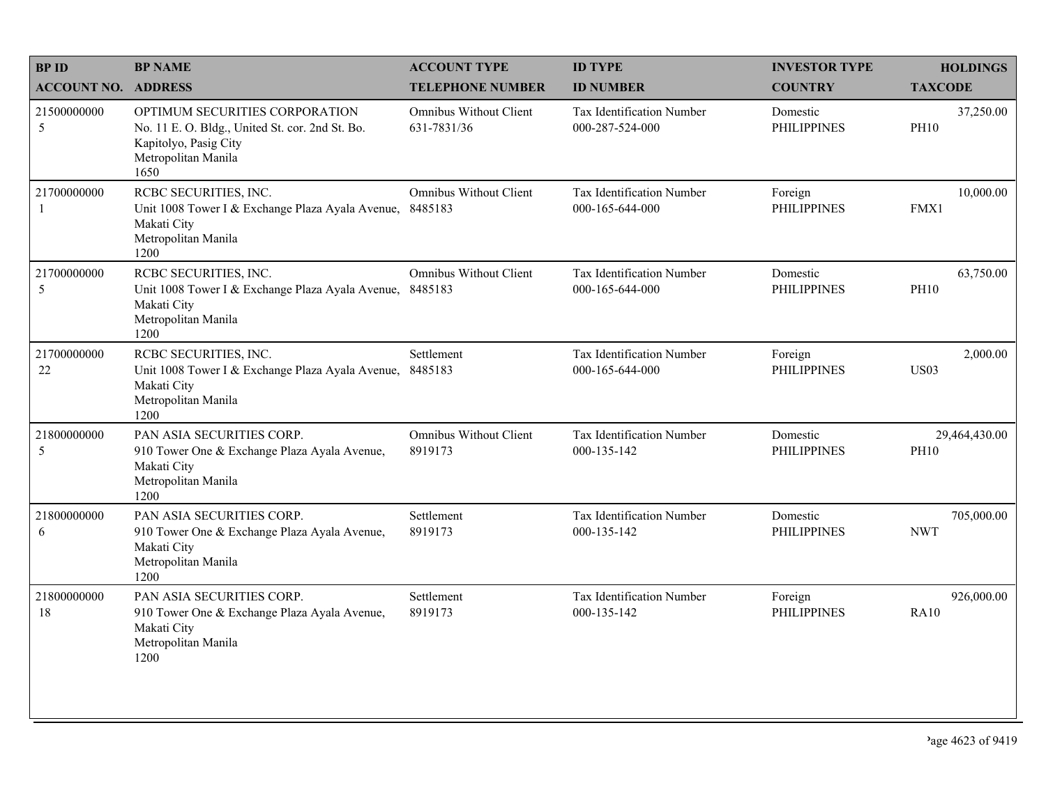| BP ID<br>ACCOUNT NO. | BP NAME<br>ADDRESS | ACCOUNT TYPE<br>TELEPHONE NUMBER | ID TYPE<br>ID NUMBER | INVESTOR TYPE<br>COUNTRY | HOLDINGS<br>TAXCODE |
|---|---|---|---|---|---|
| 21500000000<br>5 | OPTIMUM SECURITIES CORPORATION<br>No. 11 E. O. Bldg., United St. cor. 2nd St. Bo. Kapitolyo, Pasig City<br>Metropolitan Manila<br>1650 | Omnibus Without Client<br>631-7831/36 | Tax Identification Number<br>000-287-524-000 | Domestic<br>PHILIPPINES | 37,250.00<br>PH10 |
| 21700000000<br>1 | RCBC SECURITIES, INC.<br>Unit 1008 Tower I & Exchange Plaza Ayala Avenue, Makati City<br>Metropolitan Manila<br>1200 | Omnibus Without Client<br>8485183 | Tax Identification Number<br>000-165-644-000 | Foreign<br>PHILIPPINES | 10,000.00<br>FMX1 |
| 21700000000<br>5 | RCBC SECURITIES, INC.<br>Unit 1008 Tower I & Exchange Plaza Ayala Avenue, Makati City<br>Metropolitan Manila<br>1200 | Omnibus Without Client<br>8485183 | Tax Identification Number<br>000-165-644-000 | Domestic<br>PHILIPPINES | 63,750.00<br>PH10 |
| 21700000000<br>22 | RCBC SECURITIES, INC.<br>Unit 1008 Tower I & Exchange Plaza Ayala Avenue, Makati City<br>Metropolitan Manila<br>1200 | Settlement<br>8485183 | Tax Identification Number<br>000-165-644-000 | Foreign<br>PHILIPPINES | 2,000.00<br>US03 |
| 21800000000<br>5 | PAN ASIA SECURITIES CORP.<br>910 Tower One & Exchange Plaza Ayala Avenue, Makati City<br>Metropolitan Manila<br>1200 | Omnibus Without Client<br>8919173 | Tax Identification Number<br>000-135-142 | Domestic<br>PHILIPPINES | 29,464,430.00<br>PH10 |
| 21800000000<br>6 | PAN ASIA SECURITIES CORP.<br>910 Tower One & Exchange Plaza Ayala Avenue, Makati City<br>Metropolitan Manila<br>1200 | Settlement<br>8919173 | Tax Identification Number<br>000-135-142 | Domestic<br>PHILIPPINES | 705,000.00<br>NWT |
| 21800000000<br>18 | PAN ASIA SECURITIES CORP.<br>910 Tower One & Exchange Plaza Ayala Avenue, Makati City<br>Metropolitan Manila<br>1200 | Settlement<br>8919173 | Tax Identification Number<br>000-135-142 | Foreign<br>PHILIPPINES | 926,000.00<br>RA10 |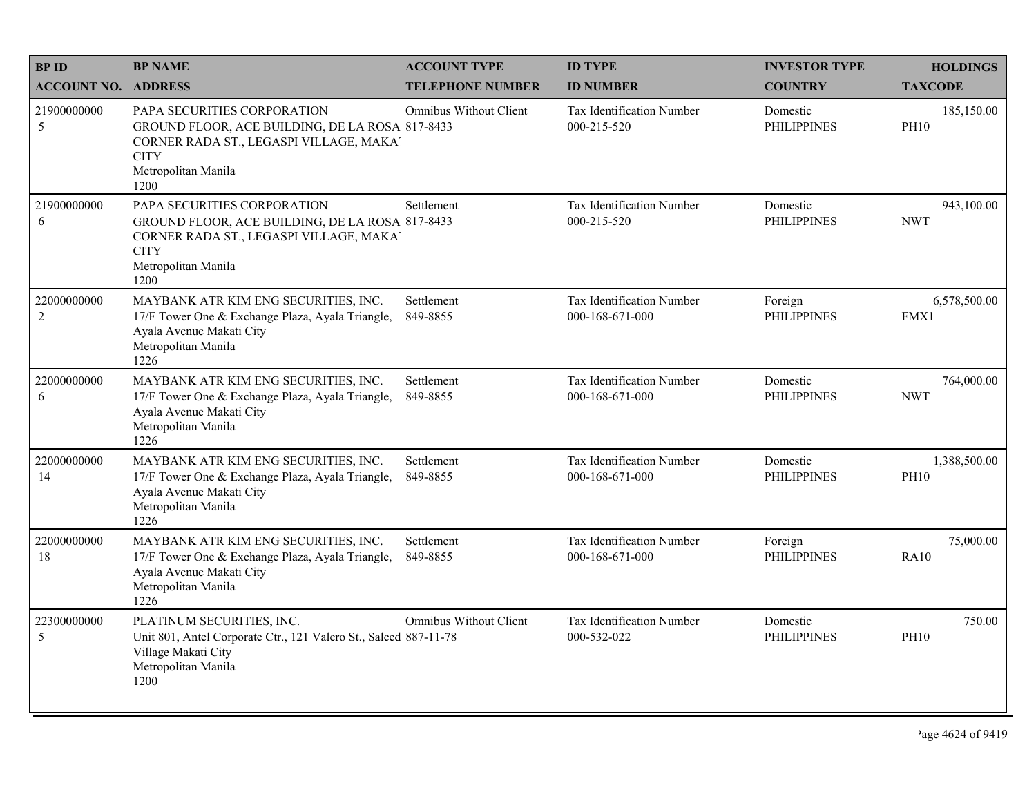| BP ID<br>ACCOUNT NO. | BP NAME<br>ADDRESS | ACCOUNT TYPE<br>TELEPHONE NUMBER | ID TYPE<br>ID NUMBER | INVESTOR TYPE<br>COUNTRY | HOLDINGS<br>TAXCODE |
|---|---|---|---|---|---|
| 21900000000<br>5 | PAPA SECURITIES CORPORATION<br>GROUND FLOOR, ACE BUILDING, DE LA ROSA CORNER RADA ST., LEGASPI VILLAGE, MAKA' CITY<br>Metropolitan Manila<br>1200 | Omnibus Without Client<br>817-8433 | Tax Identification Number<br>000-215-520 | Domestic<br>PHILIPPINES | 185,150.00<br>PH10 |
| 21900000000<br>6 | PAPA SECURITIES CORPORATION<br>GROUND FLOOR, ACE BUILDING, DE LA ROSA CORNER RADA ST., LEGASPI VILLAGE, MAKA' CITY<br>Metropolitan Manila<br>1200 | Settlement<br>817-8433 | Tax Identification Number<br>000-215-520 | Domestic<br>PHILIPPINES | 943,100.00<br>NWT |
| 22000000000<br>2 | MAYBANK ATR KIM ENG SECURITIES, INC.<br>17/F Tower One & Exchange Plaza, Ayala Triangle, Ayala Avenue Makati City<br>Metropolitan Manila<br>1226 | Settlement<br>849-8855 | Tax Identification Number<br>000-168-671-000 | Foreign<br>PHILIPPINES | 6,578,500.00<br>FMX1 |
| 22000000000<br>6 | MAYBANK ATR KIM ENG SECURITIES, INC.<br>17/F Tower One & Exchange Plaza, Ayala Triangle, Ayala Avenue Makati City<br>Metropolitan Manila<br>1226 | Settlement<br>849-8855 | Tax Identification Number<br>000-168-671-000 | Domestic<br>PHILIPPINES | 764,000.00<br>NWT |
| 22000000000<br>14 | MAYBANK ATR KIM ENG SECURITIES, INC.<br>17/F Tower One & Exchange Plaza, Ayala Triangle, Ayala Avenue Makati City<br>Metropolitan Manila<br>1226 | Settlement<br>849-8855 | Tax Identification Number<br>000-168-671-000 | Domestic<br>PHILIPPINES | 1,388,500.00<br>PH10 |
| 22000000000<br>18 | MAYBANK ATR KIM ENG SECURITIES, INC.<br>17/F Tower One & Exchange Plaza, Ayala Triangle, Ayala Avenue Makati City<br>Metropolitan Manila<br>1226 | Settlement<br>849-8855 | Tax Identification Number<br>000-168-671-000 | Foreign<br>PHILIPPINES | 75,000.00<br>RA10 |
| 22300000000<br>5 | PLATINUM SECURITIES, INC.<br>Unit 801, Antel Corporate Ctr., 121 Valero St., Salced Village Makati City<br>Metropolitan Manila<br>1200 | Omnibus Without Client<br>887-11-78 | Tax Identification Number<br>000-532-022 | Domestic<br>PHILIPPINES | 750.00<br>PH10 |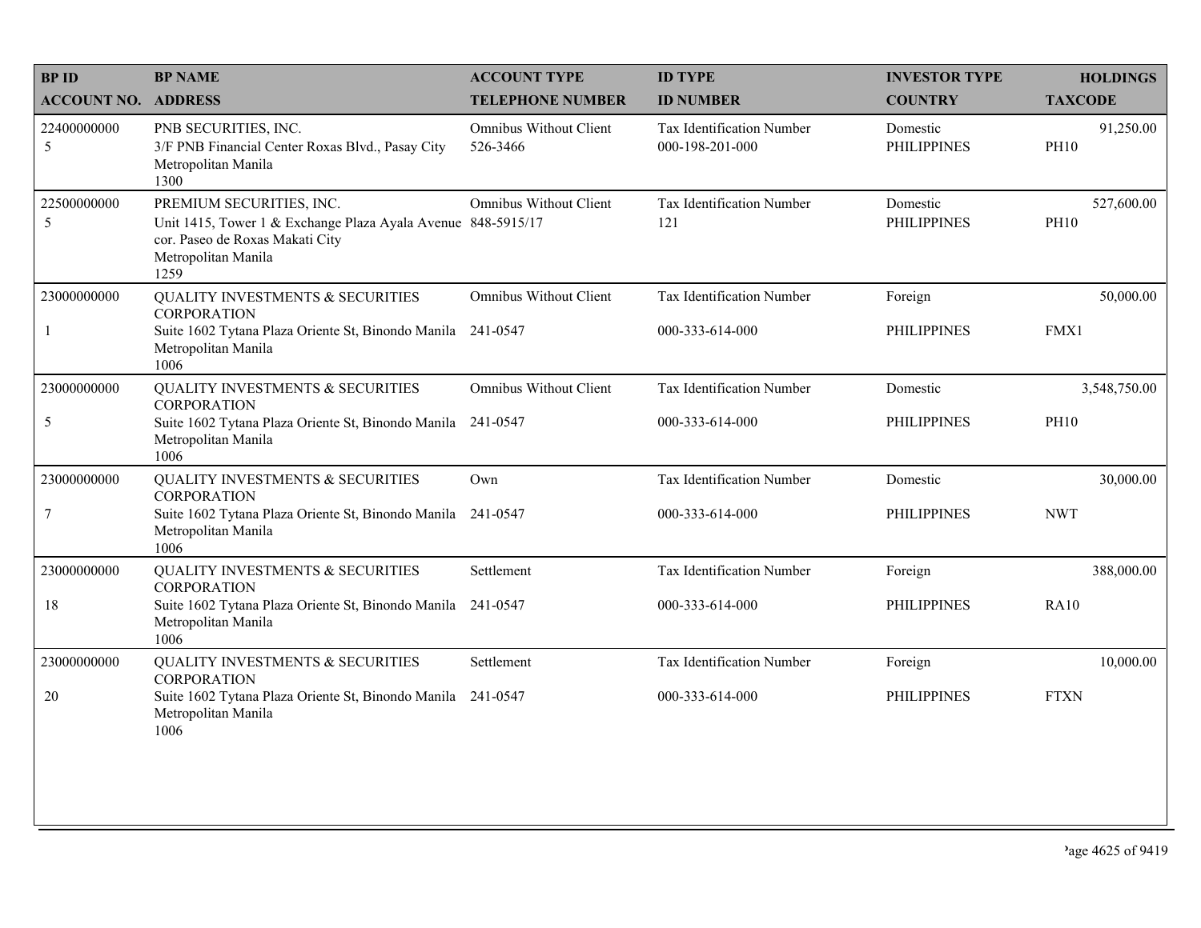| BP ID<br>ACCOUNT NO. | BP NAME<br>ADDRESS | ACCOUNT TYPE<br>TELEPHONE NUMBER | ID TYPE<br>ID NUMBER | INVESTOR TYPE<br>COUNTRY | HOLDINGS<br>TAXCODE |
|---|---|---|---|---|---|
| 22400000000<br>5 | PNB SECURITIES, INC.<br>3/F PNB Financial Center Roxas Blvd., Pasay City Metropolitan Manila 1300 | Omnibus Without Client<br>526-3466 | Tax Identification Number<br>000-198-201-000 | Domestic<br>PHILIPPINES | 91,250.00<br>PH10 |
| 22500000000<br>5 | PREMIUM SECURITIES, INC.<br>Unit 1415, Tower 1 & Exchange Plaza Ayala Avenue cor. Paseo de Roxas Makati City Metropolitan Manila 1259 | Omnibus Without Client<br>848-5915/17 | Tax Identification Number<br>121 | Domestic<br>PHILIPPINES | 527,600.00<br>PH10 |
| 23000000000<br>1 | QUALITY INVESTMENTS & SECURITIES CORPORATION<br>Suite 1602 Tytana Plaza Oriente St, Binondo Manila Metropolitan Manila 1006 | Omnibus Without Client<br>241-0547 | Tax Identification Number<br>000-333-614-000 | Foreign<br>PHILIPPINES | 50,000.00<br>FMX1 |
| 23000000000<br>5 | QUALITY INVESTMENTS & SECURITIES CORPORATION<br>Suite 1602 Tytana Plaza Oriente St, Binondo Manila Metropolitan Manila 1006 | Omnibus Without Client<br>241-0547 | Tax Identification Number<br>000-333-614-000 | Domestic<br>PHILIPPINES | 3,548,750.00<br>PH10 |
| 23000000000<br>7 | QUALITY INVESTMENTS & SECURITIES CORPORATION<br>Suite 1602 Tytana Plaza Oriente St, Binondo Manila Metropolitan Manila 1006 | Own<br>241-0547 | Tax Identification Number<br>000-333-614-000 | Domestic<br>PHILIPPINES | 30,000.00<br>NWT |
| 23000000000<br>18 | QUALITY INVESTMENTS & SECURITIES CORPORATION<br>Suite 1602 Tytana Plaza Oriente St, Binondo Manila Metropolitan Manila 1006 | Settlement<br>241-0547 | Tax Identification Number<br>000-333-614-000 | Foreign<br>PHILIPPINES | 388,000.00<br>RA10 |
| 23000000000<br>20 | QUALITY INVESTMENTS & SECURITIES CORPORATION<br>Suite 1602 Tytana Plaza Oriente St, Binondo Manila Metropolitan Manila 1006 | Settlement<br>241-0547 | Tax Identification Number<br>000-333-614-000 | Foreign<br>PHILIPPINES | 10,000.00<br>FTXN |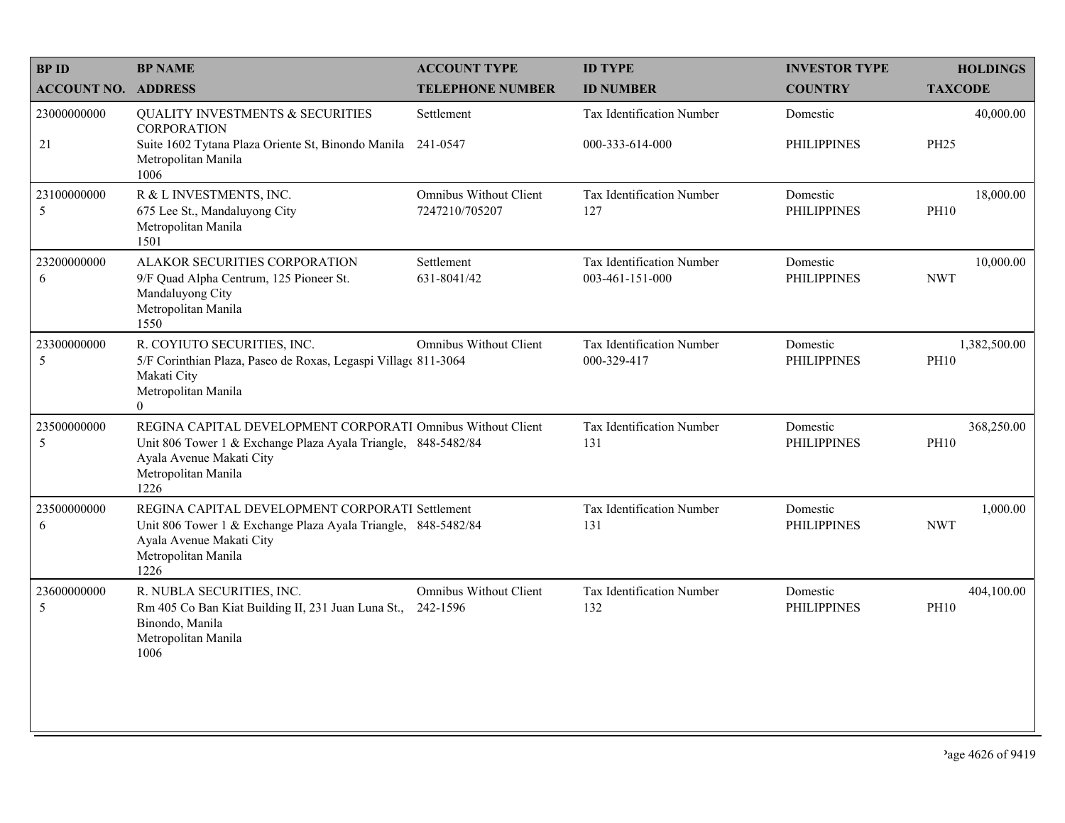| BP ID<br>ACCOUNT NO. | BP NAME<br>ADDRESS | ACCOUNT TYPE<br>TELEPHONE NUMBER | ID TYPE<br>ID NUMBER | INVESTOR TYPE<br>COUNTRY | HOLDINGS<br>TAXCODE |
|---|---|---|---|---|---|
| 23000000000<br>21 | QUALITY INVESTMENTS & SECURITIES CORPORATION<br>Suite 1602 Tytana Plaza Oriente St, Binondo Manila<br>Metropolitan Manila<br>1006 | Settlement<br>241-0547 | Tax Identification Number<br>000-333-614-000 | Domestic<br>PHILIPPINES | 40,000.00<br>PH25 |
| 23100000000<br>5 | R & L INVESTMENTS, INC.<br>675 Lee St., Mandaluyong City<br>Metropolitan Manila<br>1501 | Omnibus Without Client<br>7247210/705207 | Tax Identification Number<br>127 | Domestic<br>PHILIPPINES | 18,000.00<br>PH10 |
| 23200000000<br>6 | ALAKOR SECURITIES CORPORATION<br>9/F Quad Alpha Centrum, 125 Pioneer St.<br>Mandaluyong City<br>Metropolitan Manila<br>1550 | Settlement<br>631-8041/42 | Tax Identification Number<br>003-461-151-000 | Domestic<br>PHILIPPINES | 10,000.00<br>NWT |
| 23300000000<br>5 | R. COYIUTO SECURITIES, INC.<br>5/F Corinthian Plaza, Paseo de Roxas, Legaspi Villag<br>Makati City<br>Metropolitan Manila<br>0 | Omnibus Without Client<br>811-3064 | Tax Identification Number<br>000-329-417 | Domestic<br>PHILIPPINES | 1,382,500.00<br>PH10 |
| 23500000000<br>5 | REGINA CAPITAL DEVELOPMENT CORPORATI<br>Unit 806 Tower 1 & Exchange Plaza Ayala Triangle,<br>Ayala Avenue Makati City<br>Metropolitan Manila<br>1226 | Omnibus Without Client<br>848-5482/84 | Tax Identification Number<br>131 | Domestic<br>PHILIPPINES | 368,250.00<br>PH10 |
| 23500000000<br>6 | REGINA CAPITAL DEVELOPMENT CORPORATI<br>Unit 806 Tower 1 & Exchange Plaza Ayala Triangle,<br>Ayala Avenue Makati City<br>Metropolitan Manila<br>1226 | Settlement<br>848-5482/84 | Tax Identification Number<br>131 | Domestic<br>PHILIPPINES | 1,000.00<br>NWT |
| 23600000000<br>5 | R. NUBLA SECURITIES, INC.<br>Rm 405 Co Ban Kiat Building II, 231 Juan Luna St.,<br>Binondo, Manila<br>Metropolitan Manila<br>1006 | Omnibus Without Client<br>242-1596 | Tax Identification Number<br>132 | Domestic<br>PHILIPPINES | 404,100.00<br>PH10 |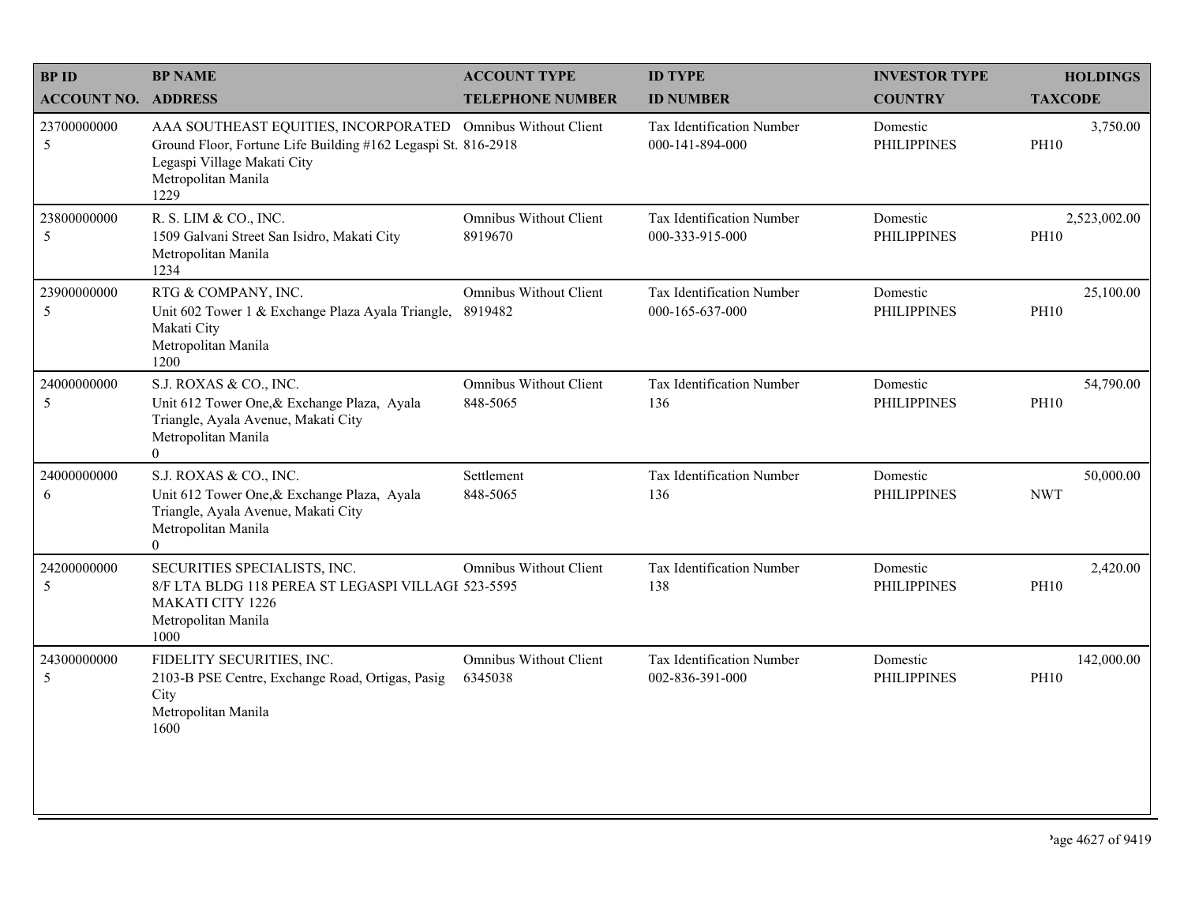| BP ID<br>ACCOUNT NO. | BP NAME<br>ADDRESS | ACCOUNT TYPE<br>TELEPHONE NUMBER | ID TYPE<br>ID NUMBER | INVESTOR TYPE<br>COUNTRY | HOLDINGS<br>TAXCODE |
|---|---|---|---|---|---|
| 23700000000<br>5 | AAA SOUTHEAST EQUITIES, INCORPORATED<br>Ground Floor, Fortune Life Building #162 Legaspi St. Legaspi Village Makati City<br>Metropolitan Manila<br>1229 | Omnibus Without Client<br>816-2918 | Tax Identification Number<br>000-141-894-000 | Domestic<br>PHILIPPINES | 3,750.00<br>PH10 |
| 23800000000<br>5 | R. S. LIM & CO., INC.<br>1509 Galvani Street San Isidro, Makati City<br>Metropolitan Manila<br>1234 | Omnibus Without Client<br>8919670 | Tax Identification Number<br>000-333-915-000 | Domestic<br>PHILIPPINES | 2,523,002.00<br>PH10 |
| 23900000000<br>5 | RTG & COMPANY, INC.<br>Unit 602 Tower 1 & Exchange Plaza Ayala Triangle, Makati City<br>Metropolitan Manila<br>1200 | Omnibus Without Client<br>8919482 | Tax Identification Number<br>000-165-637-000 | Domestic<br>PHILIPPINES | 25,100.00<br>PH10 |
| 24000000000<br>5 | S.J. ROXAS & CO., INC.<br>Unit 612 Tower One,& Exchange Plaza, Ayala Triangle, Ayala Avenue, Makati City<br>Metropolitan Manila<br>0 | Omnibus Without Client<br>848-5065 | Tax Identification Number<br>136 | Domestic<br>PHILIPPINES | 54,790.00<br>PH10 |
| 24000000000<br>6 | S.J. ROXAS & CO., INC.<br>Unit 612 Tower One,& Exchange Plaza, Ayala Triangle, Ayala Avenue, Makati City<br>Metropolitan Manila<br>0 | Settlement<br>848-5065 | Tax Identification Number<br>136 | Domestic<br>PHILIPPINES | 50,000.00<br>NWT |
| 24200000000<br>5 | SECURITIES SPECIALISTS, INC.<br>8/F LTA BLDG 118 PEREA ST LEGASPI VILLAGE MAKATI CITY 1226<br>Metropolitan Manila<br>1000 | Omnibus Without Client<br>523-5595 | Tax Identification Number<br>138 | Domestic<br>PHILIPPINES | 2,420.00<br>PH10 |
| 24300000000<br>5 | FIDELITY SECURITIES, INC.<br>2103-B PSE Centre, Exchange Road, Ortigas, Pasig City<br>Metropolitan Manila<br>1600 | Omnibus Without Client<br>6345038 | Tax Identification Number<br>002-836-391-000 | Domestic<br>PHILIPPINES | 142,000.00<br>PH10 |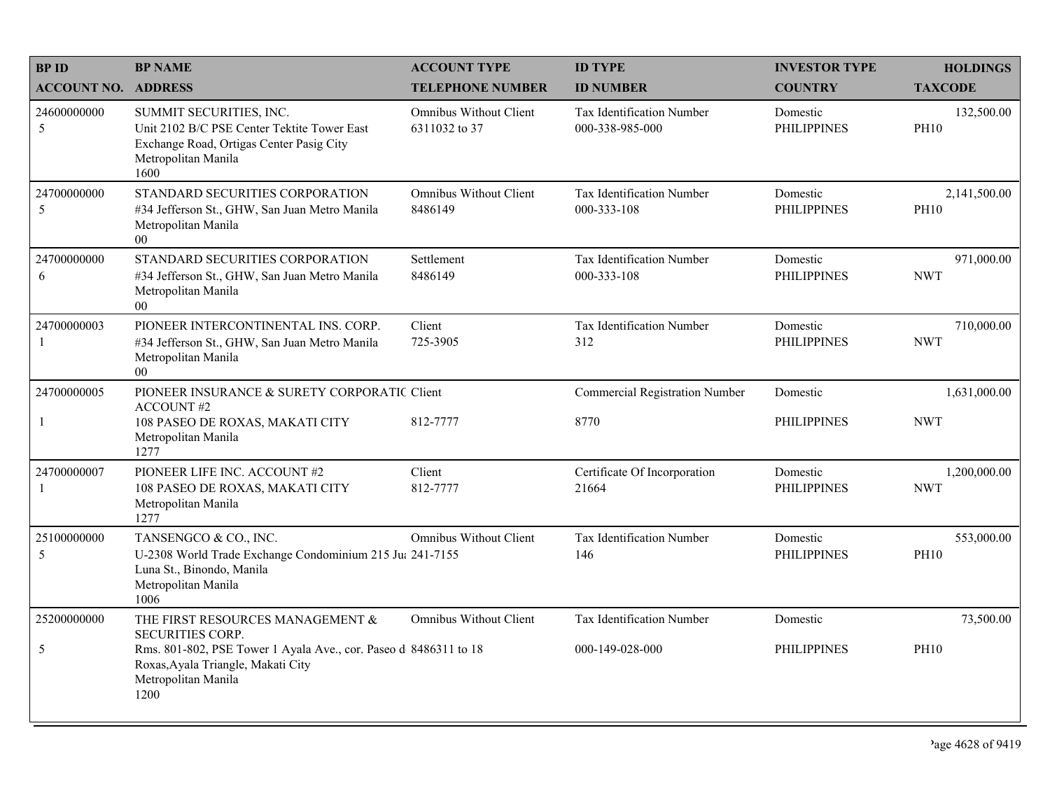| BP ID<br>ACCOUNT NO. | BP NAME<br>ADDRESS | ACCOUNT TYPE<br>TELEPHONE NUMBER | ID TYPE<br>ID NUMBER | INVESTOR TYPE<br>COUNTRY | HOLDINGS<br>TAXCODE |
|---|---|---|---|---|---|
| 24600000000<br>5 | SUMMIT SECURITIES, INC.<br>Unit 2102 B/C PSE Center Tektite Tower East Exchange Road, Ortigas Center Pasig City<br>Metropolitan Manila<br>1600 | Omnibus Without Client<br>6311032 to 37 | Tax Identification Number<br>000-338-985-000 | Domestic<br>PHILIPPINES | 132,500.00<br>PH10 |
| 24700000000<br>5 | STANDARD SECURITIES CORPORATION<br>#34 Jefferson St., GHW, San Juan Metro Manila<br>Metropolitan Manila<br>00 | Omnibus Without Client<br>8486149 | Tax Identification Number<br>000-333-108 | Domestic<br>PHILIPPINES | 2,141,500.00<br>PH10 |
| 24700000000<br>6 | STANDARD SECURITIES CORPORATION<br>#34 Jefferson St., GHW, San Juan Metro Manila<br>Metropolitan Manila<br>00 | Settlement<br>8486149 | Tax Identification Number<br>000-333-108 | Domestic<br>PHILIPPINES | 971,000.00<br>NWT |
| 24700000003<br>1 | PIONEER INTERCONTINENTAL INS. CORP.<br>#34 Jefferson St., GHW, San Juan Metro Manila<br>Metropolitan Manila<br>00 | Client<br>725-3905 | Tax Identification Number<br>312 | Domestic<br>PHILIPPINES | 710,000.00<br>NWT |
| 24700000005<br>1 | PIONEER INSURANCE & SURETY CORPORATIC ACCOUNT #2<br>108 PASEO DE ROXAS, MAKATI CITY<br>Metropolitan Manila<br>1277 | Client<br>812-7777 | Commercial Registration Number<br>8770 | Domestic<br>PHILIPPINES | 1,631,000.00<br>NWT |
| 24700000007<br>1 | PIONEER LIFE INC. ACCOUNT #2<br>108 PASEO DE ROXAS, MAKATI CITY<br>Metropolitan Manila<br>1277 | Client<br>812-7777 | Certificate Of Incorporation<br>21664 | Domestic<br>PHILIPPINES | 1,200,000.00<br>NWT |
| 25100000000<br>5 | TANSENGCO & CO., INC.<br>U-2308 World Trade Exchange Condominium 215 Ju Luna St., Binondo, Manila<br>Metropolitan Manila<br>1006 | Omnibus Without Client<br>241-7155 | Tax Identification Number<br>146 | Domestic<br>PHILIPPINES | 553,000.00<br>PH10 |
| 25200000000<br>5 | THE FIRST RESOURCES MANAGEMENT & SECURITIES CORP.<br>Rms. 801-802, PSE Tower 1 Ayala Ave., cor. Paseo d Roxas,Ayala Triangle, Makati City<br>Metropolitan Manila<br>1200 | Omnibus Without Client<br>8486311 to 18 | Tax Identification Number<br>000-149-028-000 | Domestic<br>PHILIPPINES | 73,500.00<br>PH10 |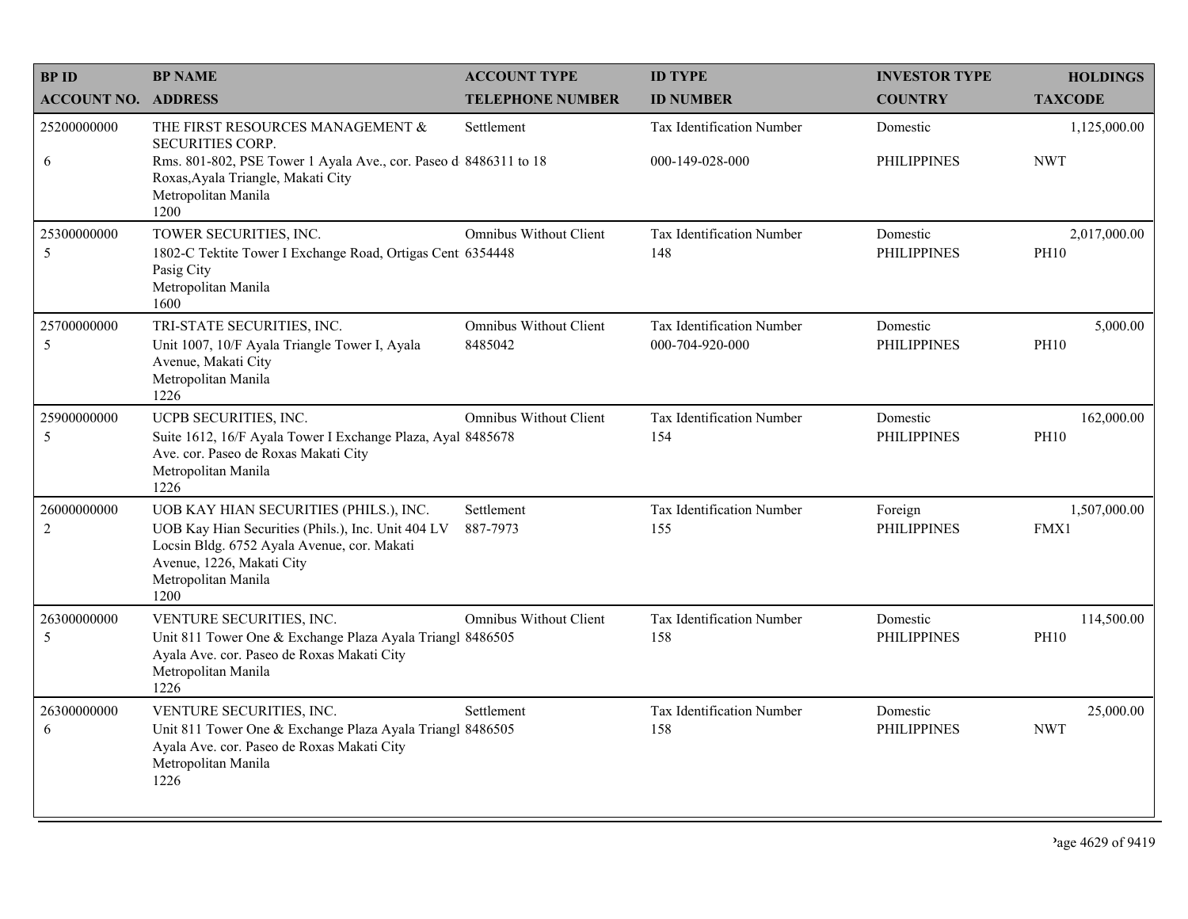| BP ID<br>ACCOUNT NO. | BP NAME<br>ADDRESS | ACCOUNT TYPE<br>TELEPHONE NUMBER | ID TYPE<br>ID NUMBER | INVESTOR TYPE<br>COUNTRY | HOLDINGS<br>TAXCODE |
|---|---|---|---|---|---|
| 25200000000<br>6 | THE FIRST RESOURCES MANAGEMENT & SECURITIES CORP.<br>Rms. 801-802, PSE Tower 1 Ayala Ave., cor. Paseo de Roxas,Ayala Triangle, Makati City<br>Metropolitan Manila<br>1200 | Settlement<br>8486311 to 18 | Tax Identification Number<br>000-149-028-000 | Domestic<br>PHILIPPINES | 1,125,000.00<br>NWT |
| 25300000000<br>5 | TOWER SECURITIES, INC.<br>1802-C Tektite Tower I Exchange Road, Ortigas Cent Pasig City<br>Metropolitan Manila<br>1600 | Omnibus Without Client<br>6354448 | Tax Identification Number<br>148 | Domestic<br>PHILIPPINES | 2,017,000.00<br>PH10 |
| 25700000000<br>5 | TRI-STATE SECURITIES, INC.<br>Unit 1007, 10/F Ayala Triangle Tower I, Ayala Avenue, Makati City<br>Metropolitan Manila<br>1226 | Omnibus Without Client<br>8485042 | Tax Identification Number<br>000-704-920-000 | Domestic<br>PHILIPPINES | 5,000.00<br>PH10 |
| 25900000000<br>5 | UCPB SECURITIES, INC.<br>Suite 1612, 16/F Ayala Tower I Exchange Plaza, Ayal Ave. cor. Paseo de Roxas Makati City<br>Metropolitan Manila<br>1226 | Omnibus Without Client<br>8485678 | Tax Identification Number<br>154 | Domestic<br>PHILIPPINES | 162,000.00<br>PH10 |
| 26000000000<br>2 | UOB KAY HIAN SECURITIES (PHILS.), INC.<br>UOB Kay Hian Securities (Phils.), Inc. Unit 404 LV Locsin Bldg. 6752 Ayala Avenue, cor. Makati Avenue, 1226, Makati City<br>Metropolitan Manila<br>1200 | Settlement<br>887-7973 | Tax Identification Number<br>155 | Foreign<br>PHILIPPINES | 1,507,000.00<br>FMX1 |
| 26300000000<br>5 | VENTURE SECURITIES, INC.<br>Unit 811 Tower One & Exchange Plaza Ayala Triangl Ayala Ave. cor. Paseo de Roxas Makati City<br>Metropolitan Manila<br>1226 | Omnibus Without Client<br>8486505 | Tax Identification Number<br>158 | Domestic<br>PHILIPPINES | 114,500.00<br>PH10 |
| 26300000000<br>6 | VENTURE SECURITIES, INC.<br>Unit 811 Tower One & Exchange Plaza Ayala Triangl Ayala Ave. cor. Paseo de Roxas Makati City<br>Metropolitan Manila<br>1226 | Settlement<br>8486505 | Tax Identification Number<br>158 | Domestic<br>PHILIPPINES | 25,000.00<br>NWT |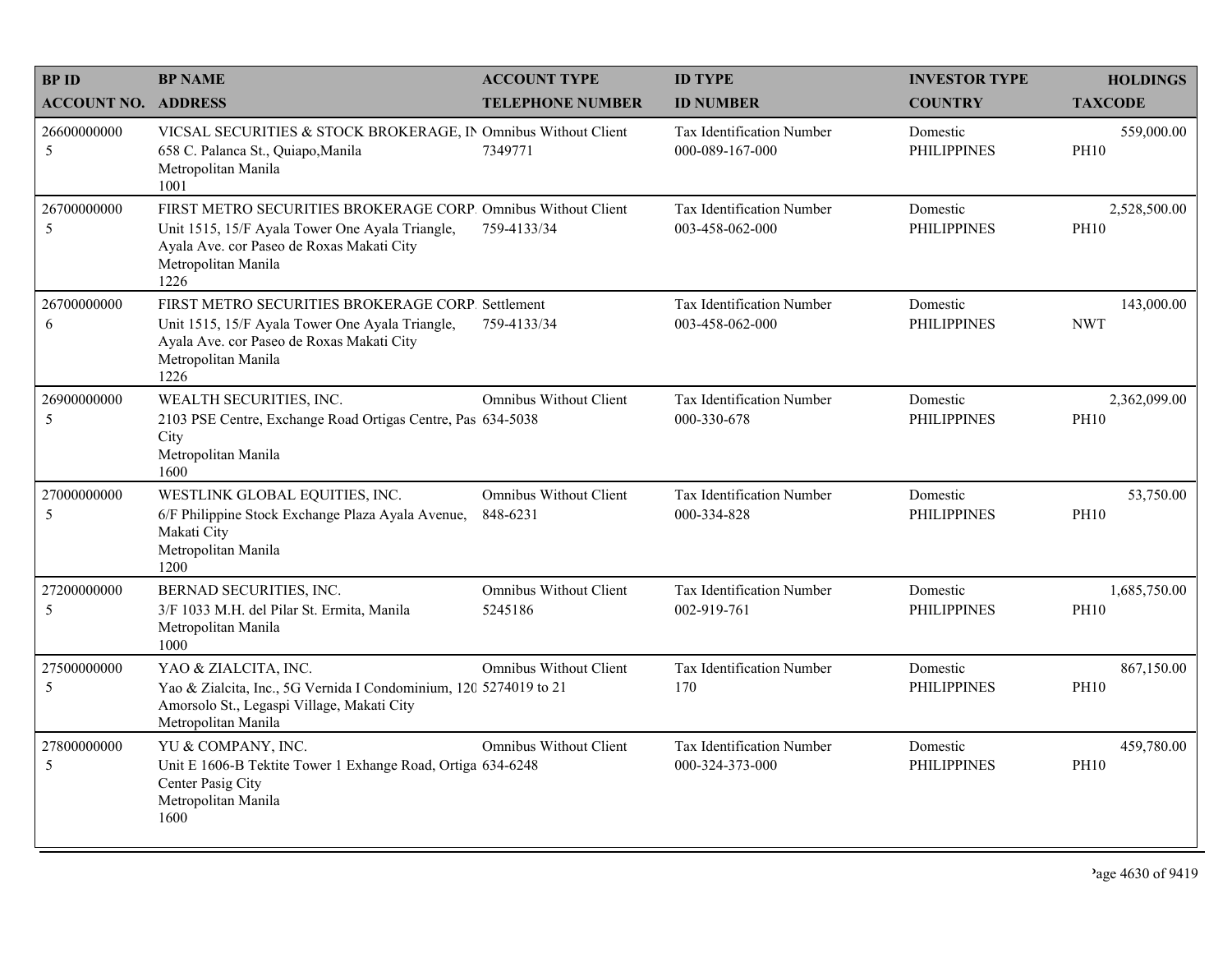| BP ID<br>ACCOUNT NO. | BP NAME<br>ADDRESS | ACCOUNT TYPE<br>TELEPHONE NUMBER | ID TYPE<br>ID NUMBER | INVESTOR TYPE<br>COUNTRY | HOLDINGS<br>TAXCODE |
|---|---|---|---|---|---|
| 26600000000<br>5 | VICSAL SECURITIES & STOCK BROKERAGE, IN<br>658 C. Palanca St., Quiapo,Manila<br>Metropolitan Manila<br>1001 | Omnibus Without Client<br>7349771 | Tax Identification Number<br>000-089-167-000 | Domestic<br>PHILIPPINES | 559,000.00<br>PH10 |
| 26700000000<br>5 | FIRST METRO SECURITIES BROKERAGE CORP.<br>Unit 1515, 15/F Ayala Tower One Ayala Triangle, Ayala Ave. cor Paseo de Roxas Makati City<br>Metropolitan Manila<br>1226 | Omnibus Without Client<br>759-4133/34 | Tax Identification Number<br>003-458-062-000 | Domestic<br>PHILIPPINES | 2,528,500.00<br>PH10 |
| 26700000000<br>6 | FIRST METRO SECURITIES BROKERAGE CORP.<br>Unit 1515, 15/F Ayala Tower One Ayala Triangle, Ayala Ave. cor Paseo de Roxas Makati City<br>Metropolitan Manila<br>1226 | Settlement<br>759-4133/34 | Tax Identification Number<br>003-458-062-000 | Domestic<br>PHILIPPINES | 143,000.00<br>NWT |
| 26900000000<br>5 | WEALTH SECURITIES, INC.<br>2103 PSE Centre, Exchange Road Ortigas Centre, Pas City<br>Metropolitan Manila<br>1600 | Omnibus Without Client<br>634-5038 | Tax Identification Number<br>000-330-678 | Domestic<br>PHILIPPINES | 2,362,099.00<br>PH10 |
| 27000000000<br>5 | WESTLINK GLOBAL EQUITIES, INC.<br>6/F Philippine Stock Exchange Plaza Ayala Avenue, Makati City<br>Metropolitan Manila<br>1200 | Omnibus Without Client<br>848-6231 | Tax Identification Number<br>000-334-828 | Domestic<br>PHILIPPINES | 53,750.00<br>PH10 |
| 27200000000<br>5 | BERNAD SECURITIES, INC.<br>3/F 1033 M.H. del Pilar St. Ermita, Manila<br>Metropolitan Manila<br>1000 | Omnibus Without Client<br>5245186 | Tax Identification Number<br>002-919-761 | Domestic<br>PHILIPPINES | 1,685,750.00<br>PH10 |
| 27500000000<br>5 | YAO & ZIALCITA, INC.<br>Yao & Zialcita, Inc., 5G Vernida I Condominium, 120 Amorsolo St., Legaspi Village, Makati City<br>Metropolitan Manila | Omnibus Without Client<br>5274019 to 21 | Tax Identification Number<br>170 | Domestic<br>PHILIPPINES | 867,150.00<br>PH10 |
| 27800000000<br>5 | YU & COMPANY, INC.<br>Unit E 1606-B Tektite Tower 1 Exhange Road, Ortiga Center Pasig City<br>Metropolitan Manila<br>1600 | Omnibus Without Client<br>634-6248 | Tax Identification Number<br>000-324-373-000 | Domestic<br>PHILIPPINES | 459,780.00<br>PH10 |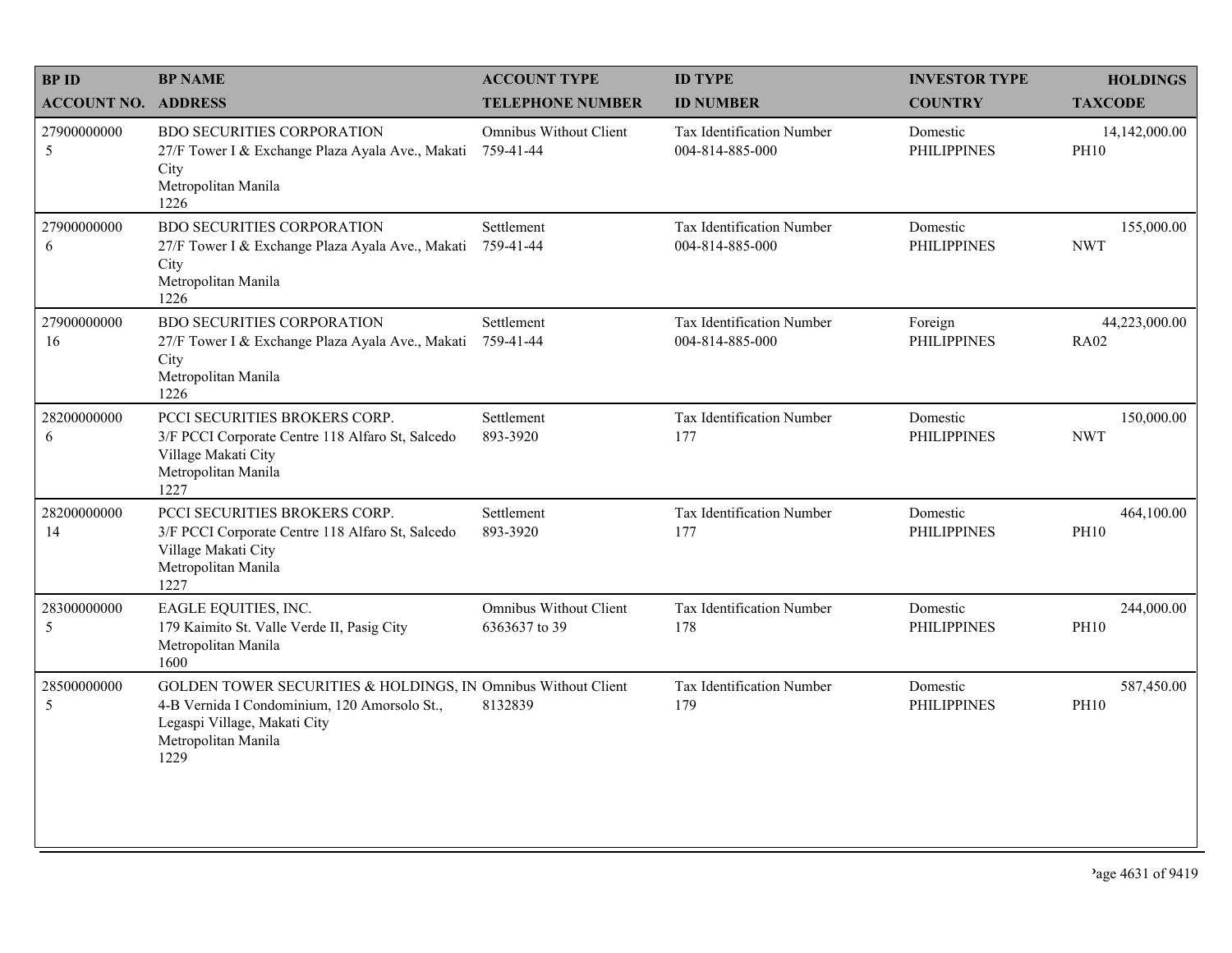| BP ID<br>ACCOUNT NO. | BP NAME<br>ADDRESS | ACCOUNT TYPE<br>TELEPHONE NUMBER | ID TYPE<br>ID NUMBER | INVESTOR TYPE<br>COUNTRY | HOLDINGS<br>TAXCODE |
|---|---|---|---|---|---|
| 27900000000<br>5 | BDO SECURITIES CORPORATION<br>27/F Tower I & Exchange Plaza Ayala Ave., Makati City<br>Metropolitan Manila<br>1226 | Omnibus Without Client<br>759-41-44 | Tax Identification Number<br>004-814-885-000 | Domestic<br>PHILIPPINES | 14,142,000.00<br>PH10 |
| 27900000000<br>6 | BDO SECURITIES CORPORATION<br>27/F Tower I & Exchange Plaza Ayala Ave., Makati City<br>Metropolitan Manila<br>1226 | Settlement<br>759-41-44 | Tax Identification Number<br>004-814-885-000 | Domestic<br>PHILIPPINES | 155,000.00<br>NWT |
| 27900000000<br>16 | BDO SECURITIES CORPORATION<br>27/F Tower I & Exchange Plaza Ayala Ave., Makati City<br>Metropolitan Manila<br>1226 | Settlement<br>759-41-44 | Tax Identification Number<br>004-814-885-000 | Foreign<br>PHILIPPINES | 44,223,000.00<br>RA02 |
| 28200000000<br>6 | PCCI SECURITIES BROKERS CORP.<br>3/F PCCI Corporate Centre 118 Alfaro St, Salcedo Village Makati City<br>Metropolitan Manila<br>1227 | Settlement<br>893-3920 | Tax Identification Number<br>177 | Domestic<br>PHILIPPINES | 150,000.00<br>NWT |
| 28200000000<br>14 | PCCI SECURITIES BROKERS CORP.<br>3/F PCCI Corporate Centre 118 Alfaro St, Salcedo Village Makati City<br>Metropolitan Manila<br>1227 | Settlement<br>893-3920 | Tax Identification Number<br>177 | Domestic<br>PHILIPPINES | 464,100.00<br>PH10 |
| 28300000000<br>5 | EAGLE EQUITIES, INC.<br>179 Kaimito St. Valle Verde II, Pasig City<br>Metropolitan Manila<br>1600 | Omnibus Without Client<br>6363637 to 39 | Tax Identification Number<br>178 | Domestic<br>PHILIPPINES | 244,000.00<br>PH10 |
| 28500000000<br>5 | GOLDEN TOWER SECURITIES & HOLDINGS, IN<br>4-B Vernida I Condominium, 120 Amorsolo St., Legaspi Village, Makati City<br>Metropolitan Manila<br>1229 | Omnibus Without Client<br>8132839 | Tax Identification Number<br>179 | Domestic<br>PHILIPPINES | 587,450.00<br>PH10 |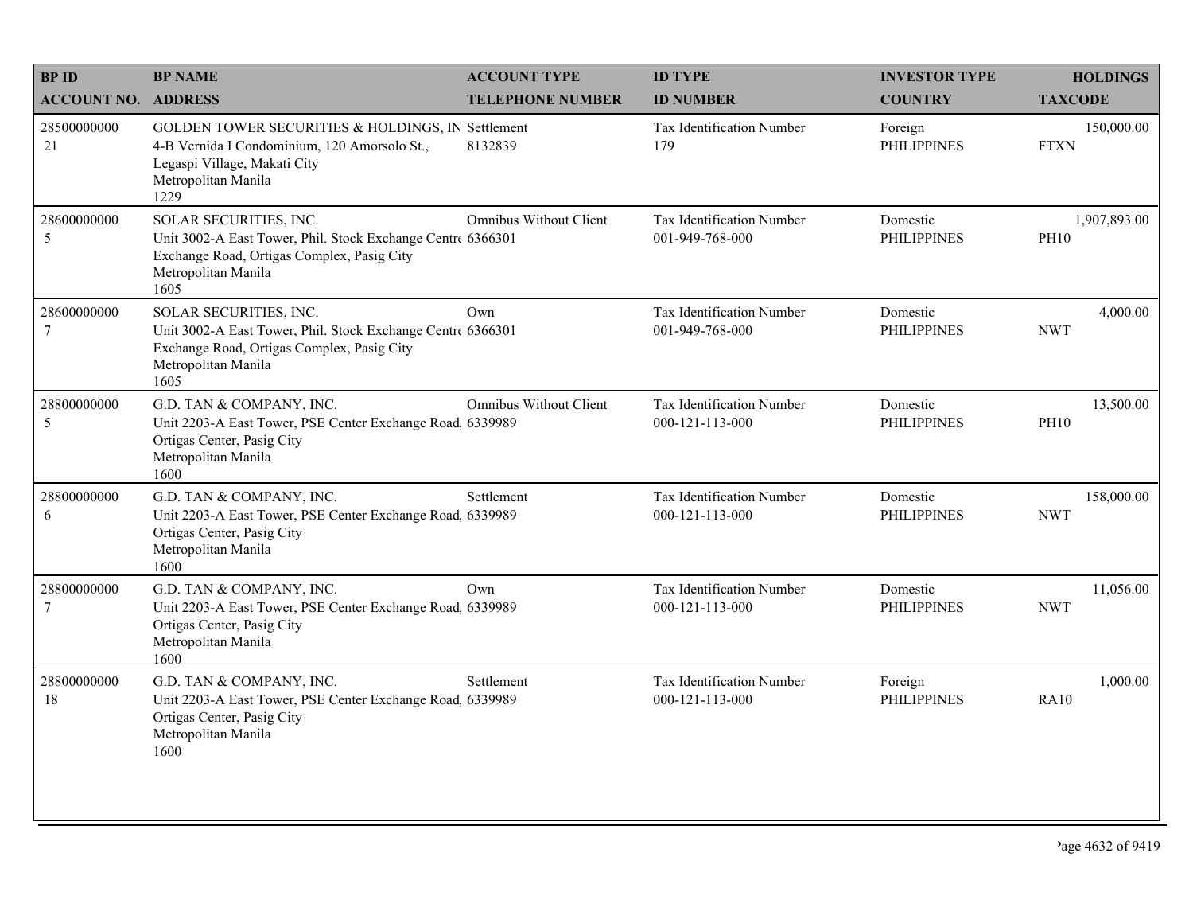| BP ID<br>ACCOUNT NO. | BP NAME<br>ADDRESS | ACCOUNT TYPE<br>TELEPHONE NUMBER | ID TYPE<br>ID NUMBER | INVESTOR TYPE<br>COUNTRY | HOLDINGS<br>TAXCODE |
|---|---|---|---|---|---|
| 28500000000<br>21 | GOLDEN TOWER SECURITIES & HOLDINGS, IN<br>4-B Vernida I Condominium, 120 Amorsolo St., Legaspi Village, Makati City<br>Metropolitan Manila<br>1229 | Settlement<br>8132839 | Tax Identification Number<br>179 | Foreign<br>PHILIPPINES | 150,000.00<br>FTXN |
| 28600000000<br>5 | SOLAR SECURITIES, INC.<br>Unit 3002-A East Tower, Phil. Stock Exchange Centre Exchange Road, Ortigas Complex, Pasig City<br>Metropolitan Manila<br>1605 | Omnibus Without Client<br>6366301 | Tax Identification Number<br>001-949-768-000 | Domestic<br>PHILIPPINES | 1,907,893.00<br>PH10 |
| 28600000000<br>7 | SOLAR SECURITIES, INC.<br>Unit 3002-A East Tower, Phil. Stock Exchange Centre Exchange Road, Ortigas Complex, Pasig City<br>Metropolitan Manila<br>1605 | Own<br>6366301 | Tax Identification Number<br>001-949-768-000 | Domestic<br>PHILIPPINES | 4,000.00<br>NWT |
| 28800000000<br>5 | G.D. TAN & COMPANY, INC.<br>Unit 2203-A East Tower, PSE Center Exchange Road, Ortigas Center, Pasig City<br>Metropolitan Manila<br>1600 | Omnibus Without Client<br>6339989 | Tax Identification Number<br>000-121-113-000 | Domestic<br>PHILIPPINES | 13,500.00<br>PH10 |
| 28800000000<br>6 | G.D. TAN & COMPANY, INC.<br>Unit 2203-A East Tower, PSE Center Exchange Road, Ortigas Center, Pasig City<br>Metropolitan Manila<br>1600 | Settlement<br>6339989 | Tax Identification Number<br>000-121-113-000 | Domestic<br>PHILIPPINES | 158,000.00<br>NWT |
| 28800000000<br>7 | G.D. TAN & COMPANY, INC.<br>Unit 2203-A East Tower, PSE Center Exchange Road, Ortigas Center, Pasig City<br>Metropolitan Manila<br>1600 | Own<br>6339989 | Tax Identification Number<br>000-121-113-000 | Domestic<br>PHILIPPINES | 11,056.00<br>NWT |
| 28800000000<br>18 | G.D. TAN & COMPANY, INC.<br>Unit 2203-A East Tower, PSE Center Exchange Road, Ortigas Center, Pasig City<br>Metropolitan Manila<br>1600 | Settlement<br>6339989 | Tax Identification Number<br>000-121-113-000 | Foreign<br>PHILIPPINES | 1,000.00<br>RA10 |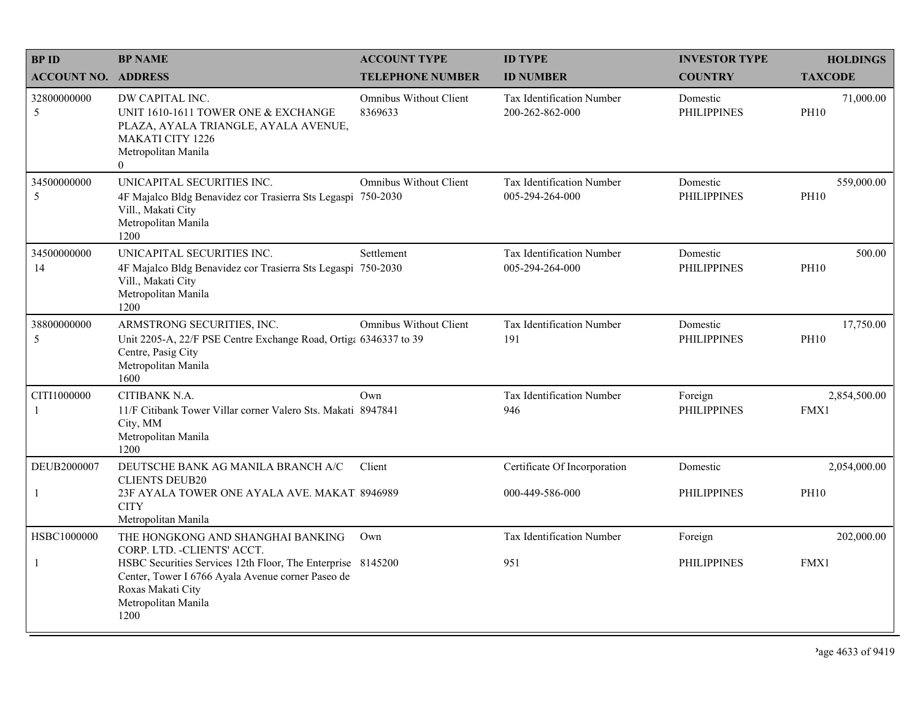| BP ID<br>ACCOUNT NO. | BP NAME<br>ADDRESS | ACCOUNT TYPE<br>TELEPHONE NUMBER | ID TYPE<br>ID NUMBER | INVESTOR TYPE<br>COUNTRY | HOLDINGS<br>TAXCODE |
|---|---|---|---|---|---|
| 32800000000<br>5 | DW CAPITAL INC.<br>UNIT 1610-1611 TOWER ONE & EXCHANGE PLAZA, AYALA TRIANGLE, AYALA AVENUE, MAKATI CITY 1226<br>Metropolitan Manila<br>0 | Omnibus Without Client<br>8369633 | Tax Identification Number<br>200-262-862-000 | Domestic<br>PHILIPPINES | 71,000.00<br>PH10 |
| 34500000000<br>5 | UNICAPITAL SECURITIES INC.<br>4F Majalco Bldg Benavidez cor Trasierra Sts Legaspi Vill., Makati City<br>Metropolitan Manila<br>1200 | Omnibus Without Client<br>750-2030 | Tax Identification Number<br>005-294-264-000 | Domestic<br>PHILIPPINES | 559,000.00<br>PH10 |
| 34500000000<br>14 | UNICAPITAL SECURITIES INC.<br>4F Majalco Bldg Benavidez cor Trasierra Sts Legaspi Vill., Makati City<br>Metropolitan Manila<br>1200 | Settlement<br>750-2030 | Tax Identification Number<br>005-294-264-000 | Domestic<br>PHILIPPINES | 500.00<br>PH10 |
| 38800000000<br>5 | ARMSTRONG SECURITIES, INC.<br>Unit 2205-A, 22/F PSE Centre Exchange Road, Ortiga Centre, Pasig City<br>Metropolitan Manila<br>1600 | Omnibus Without Client<br>6346337 to 39 | Tax Identification Number<br>191 | Domestic<br>PHILIPPINES | 17,750.00<br>PH10 |
| CITI1000000<br>1 | CITIBANK N.A.<br>11/F Citibank Tower Villar corner Valero Sts. Makati City, MM<br>Metropolitan Manila<br>1200 | Own<br>8947841 | Tax Identification Number<br>946 | Foreign<br>PHILIPPINES | 2,854,500.00<br>FMX1 |
| DEUB2000007<br>1 | DEUTSCHE BANK AG MANILA BRANCH A/C CLIENTS DEUB20<br>23F AYALA TOWER ONE AYALA AVE. MAKATI CITY<br>Metropolitan Manila | Client<br>8946989 | Certificate Of Incorporation<br>000-449-586-000 | Domestic<br>PHILIPPINES | 2,054,000.00<br>PH10 |
| HSBC1000000<br>1 | THE HONGKONG AND SHANGHAI BANKING CORP. LTD. -CLIENTS' ACCT.<br>HSBC Securities Services 12th Floor, The Enterprise Center, Tower I 6766 Ayala Avenue corner Paseo de Roxas Makati City<br>Metropolitan Manila<br>1200 | Own<br>8145200 | Tax Identification Number<br>951 | Foreign<br>PHILIPPINES | 202,000.00<br>FMX1 |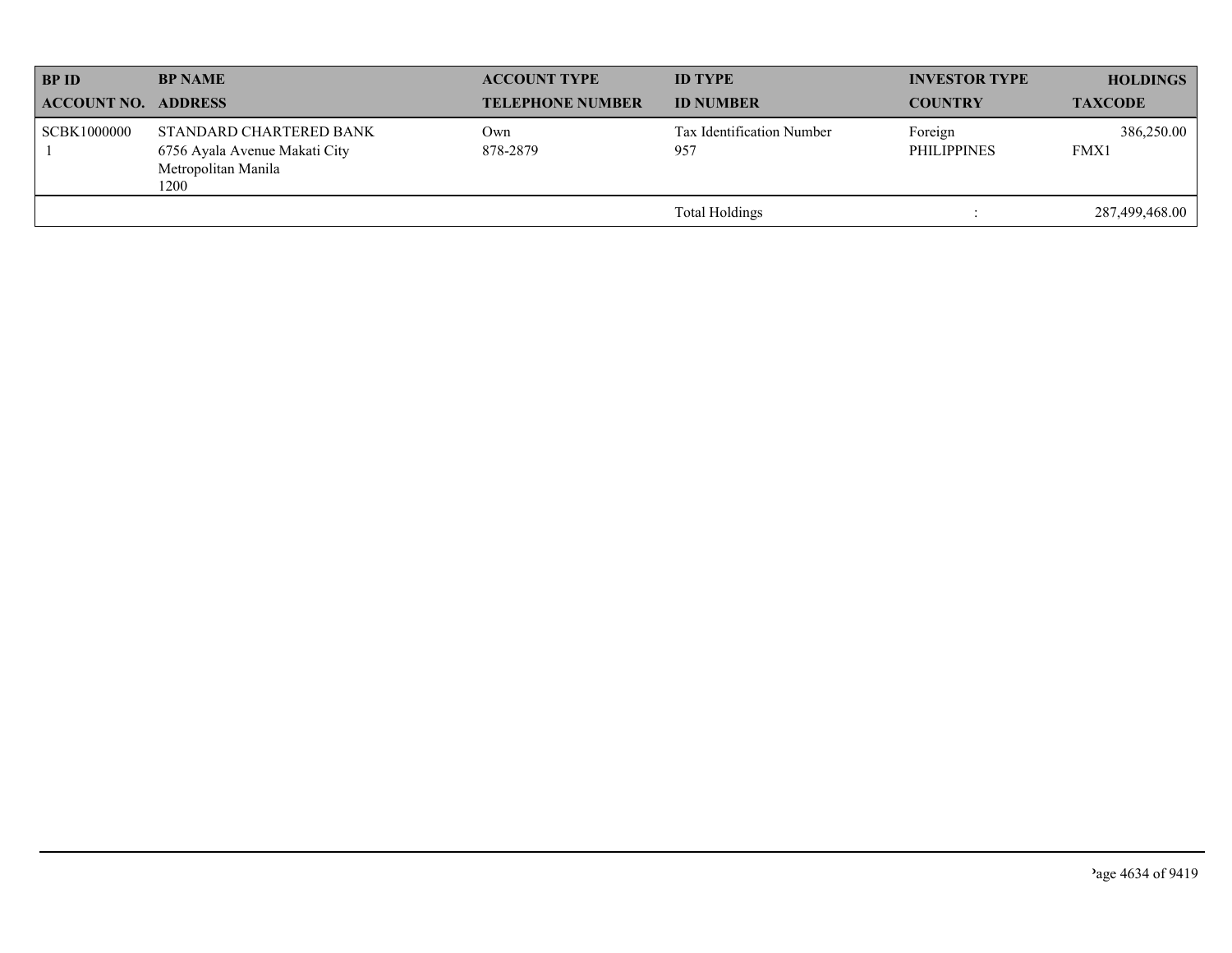| BP ID<br>ACCOUNT NO. | BP NAME<br>ADDRESS | ACCOUNT TYPE<br>TELEPHONE NUMBER | ID TYPE<br>ID NUMBER | INVESTOR TYPE<br>COUNTRY | HOLDINGS<br>TAXCODE |
|---|---|---|---|---|---|
| SCBK1000000<br>1 | STANDARD CHARTERED BANK<br>6756 Ayala Avenue Makati City<br>Metropolitan Manila<br>1200 | Own<br>878-2879 | Tax Identification Number<br>957 | Foreign<br>PHILIPPINES | 386,250.00<br>FMX1 |
| | | | Total Holdings | : | 287,499,468.00 |